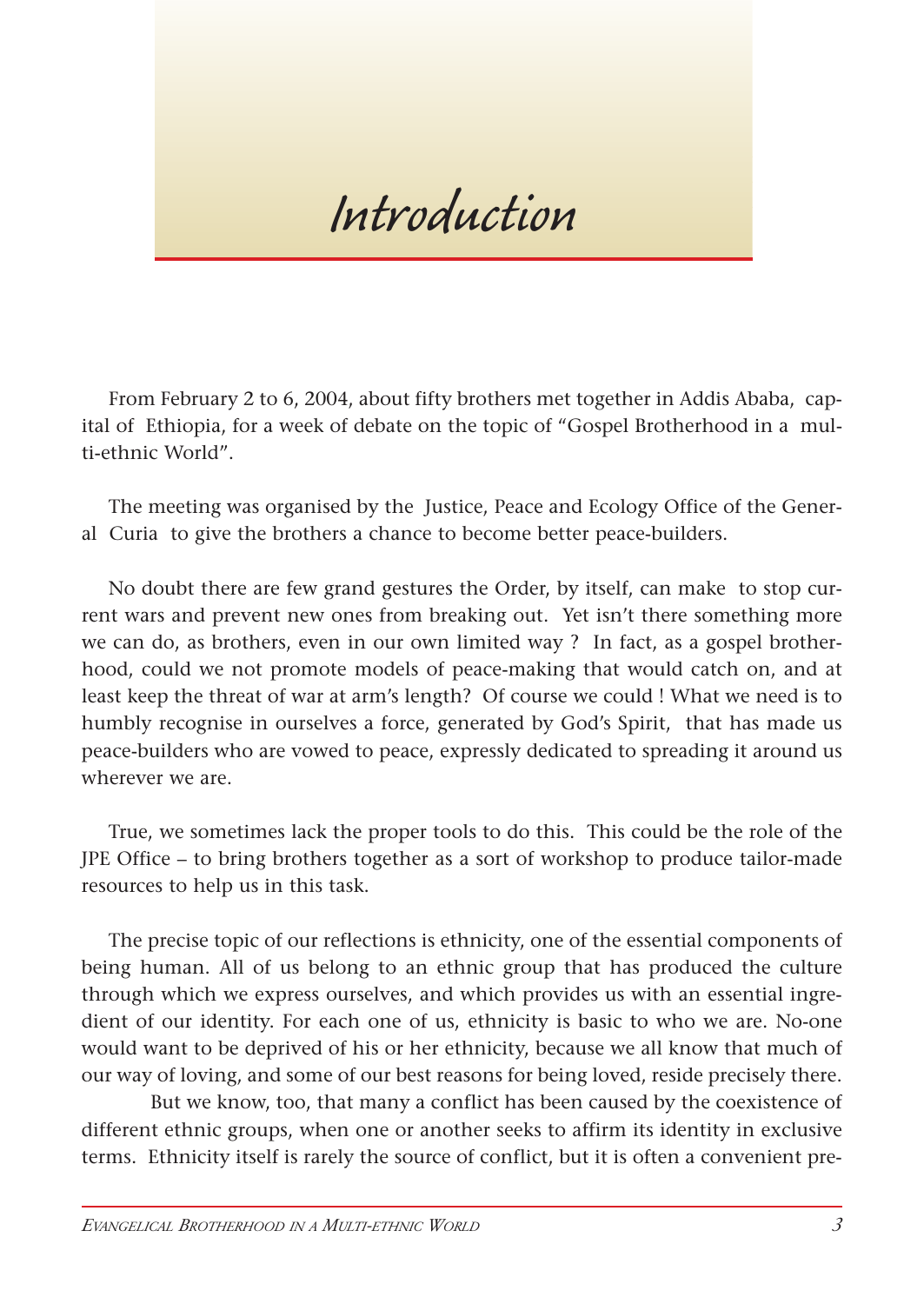# Introduction

From February 2 to 6, 2004, about fifty brothers met together in Addis Ababa, capital of Ethiopia, for a week of debate on the topic of "Gospel Brotherhood in a multi-ethnic World".

The meeting was organised by the Justice, Peace and Ecology Office of the General Curia to give the brothers a chance to become better peace-builders.

No doubt there are few grand gestures the Order, by itself, can make to stop current wars and prevent new ones from breaking out. Yet isn't there something more we can do, as brothers, even in our own limited way ? In fact, as a gospel brotherhood, could we not promote models of peace-making that would catch on, and at least keep the threat of war at arm's length? Of course we could ! What we need is to humbly recognise in ourselves a force, generated by God's Spirit, that has made us peace-builders who are vowed to peace, expressly dedicated to spreading it around us wherever we are.

True, we sometimes lack the proper tools to do this. This could be the role of the JPE Office – to bring brothers together as a sort of workshop to produce tailor-made resources to help us in this task.

The precise topic of our reflections is ethnicity, one of the essential components of being human. All of us belong to an ethnic group that has produced the culture through which we express ourselves, and which provides us with an essential ingredient of our identity. For each one of us, ethnicity is basic to who we are. No-one would want to be deprived of his or her ethnicity, because we all know that much of our way of loving, and some of our best reasons for being loved, reside precisely there.

But we know, too, that many a conflict has been caused by the coexistence of different ethnic groups, when one or another seeks to affirm its identity in exclusive terms. Ethnicity itself is rarely the source of conflict, but it is often a convenient pre-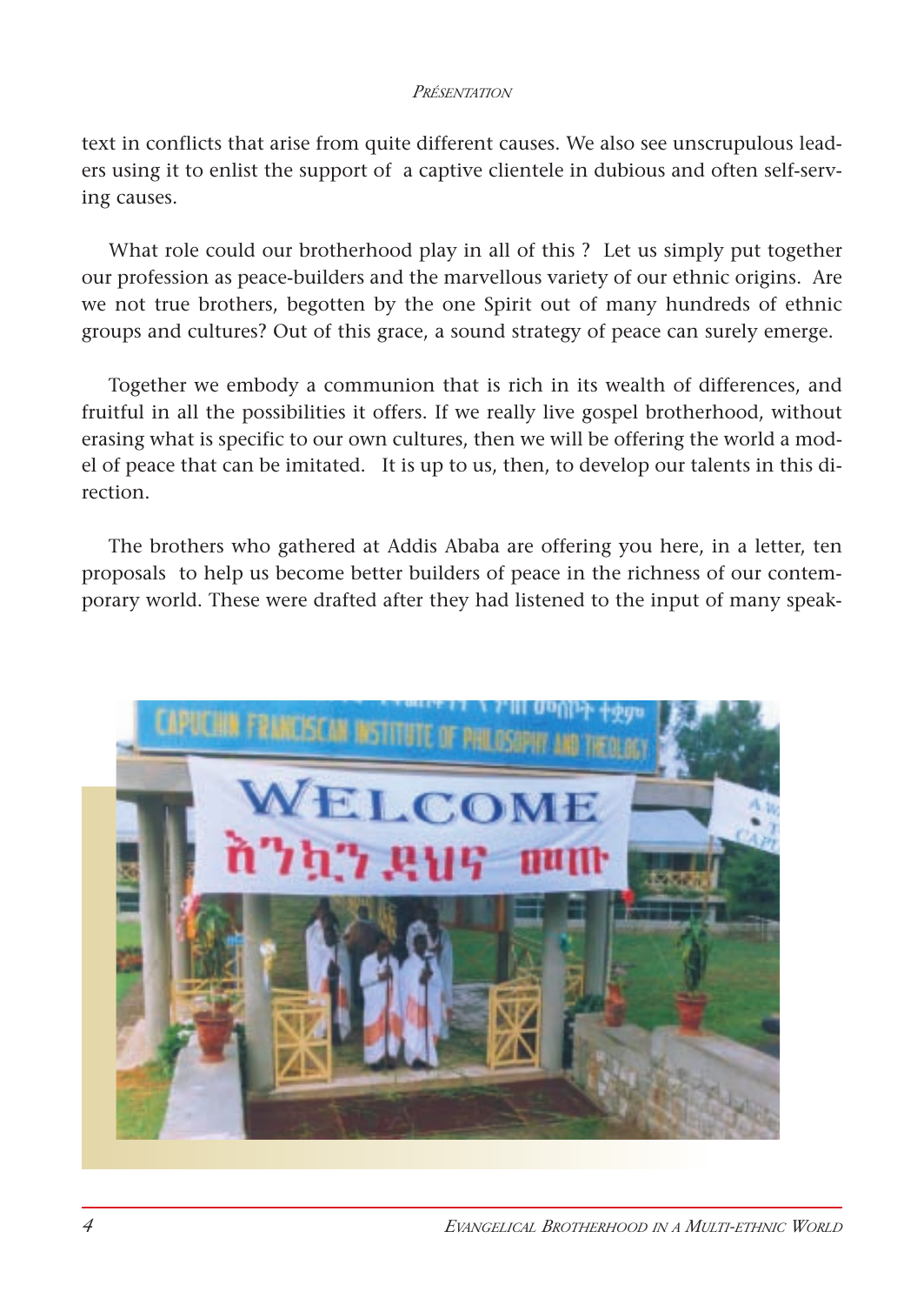text in conflicts that arise from quite different causes. We also see unscrupulous leaders using it to enlist the support of a captive clientele in dubious and often self-serving causes.

What role could our brotherhood play in all of this ? Let us simply put together our profession as peace-builders and the marvellous variety of our ethnic origins. Are we not true brothers, begotten by the one Spirit out of many hundreds of ethnic groups and cultures? Out of this grace, a sound strategy of peace can surely emerge.

Together we embody a communion that is rich in its wealth of differences, and fruitful in all the possibilities it offers. If we really live gospel brotherhood, without erasing what is specific to our own cultures, then we will be offering the world a model of peace that can be imitated. It is up to us, then, to develop our talents in this direction.

The brothers who gathered at Addis Ababa are offering you here, in a letter, ten proposals to help us become better builders of peace in the richness of our contemporary world. These were drafted after they had listened to the input of many speak-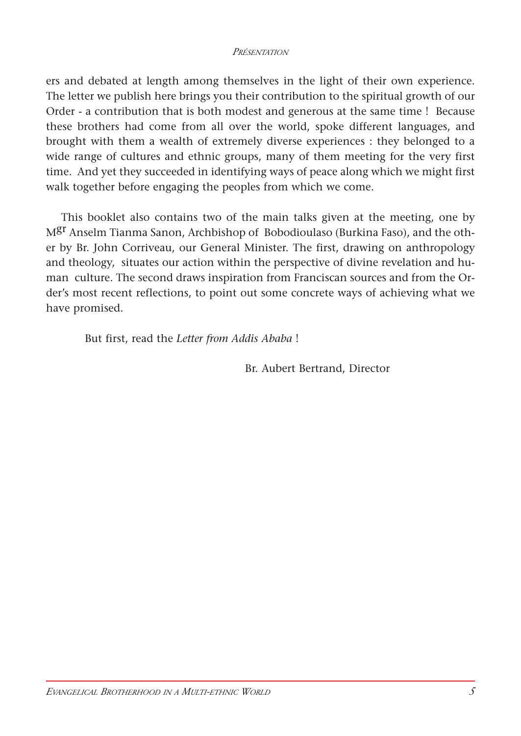ers and debated at length among themselves in the light of their own experience. The letter we publish here brings you their contribution to the spiritual growth of our Order - a contribution that is both modest and generous at the same time ! Because these brothers had come from all over the world, spoke different languages, and brought with them a wealth of extremely diverse experiences : they belonged to a wide range of cultures and ethnic groups, many of them meeting for the very first time. And yet they succeeded in identifying ways of peace along which we might first walk together before engaging the peoples from which we come.

This booklet also contains two of the main talks given at the meeting, one by Mgr Anselm Tianma Sanon, Archbishop of Bobodioulaso (Burkina Faso), and the other by Br. John Corriveau, our General Minister. The first, drawing on anthropology and theology, situates our action within the perspective of divine revelation and human culture. The second draws inspiration from Franciscan sources and from the Order's most recent reflections, to point out some concrete ways of achieving what we have promised.

But first, read the *Letter from Addis Ababa* !

Br. Aubert Bertrand, Director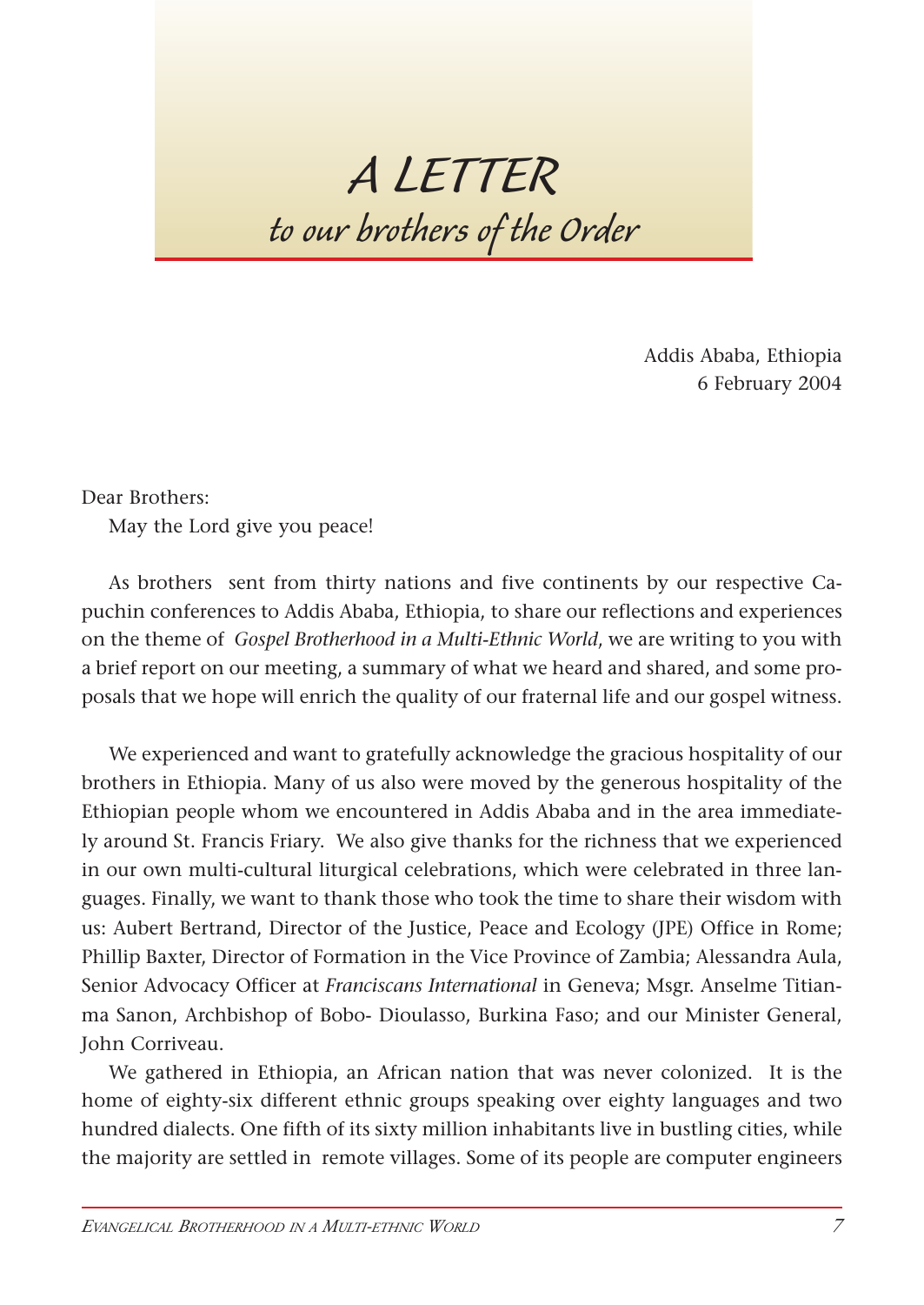# A LETTER

## to our brothers of the Order

Addis Ababa, Ethiopia
6 February 2004

Dear Brothers:

May the Lord give you peace!

As brothers sent from thirty nations and five continents by our respective Capuchin conferences to Addis Ababa, Ethiopia, to share our reflections and experiences on the theme of *Gospel Brotherhood in a Multi-Ethnic World*, we are writing to you with a brief report on our meeting, a summary of what we heard and shared, and some proposals that we hope will enrich the quality of our fraternal life and our gospel witness.

We experienced and want to gratefully acknowledge the gracious hospitality of our brothers in Ethiopia. Many of us also were moved by the generous hospitality of the Ethiopian people whom we encountered in Addis Ababa and in the area immediately around St. Francis Friary. We also give thanks for the richness that we experienced in our own multi-cultural liturgical celebrations, which were celebrated in three languages. Finally, we want to thank those who took the time to share their wisdom with us: Aubert Bertrand, Director of the Justice, Peace and Ecology (JPE) Office in Rome; Phillip Baxter, Director of Formation in the Vice Province of Zambia; Alessandra Aula, Senior Advocacy Officer at *Franciscans International* in Geneva; Msgr. Anselme Titianma Sanon, Archbishop of Bobo- Dioulasso, Burkina Faso; and our Minister General, John Corriveau.

We gathered in Ethiopia, an African nation that was never colonized. It is the home of eighty-six different ethnic groups speaking over eighty languages and two hundred dialects. One fifth of its sixty million inhabitants live in bustling cities, while the majority are settled in remote villages. Some of its people are computer engineers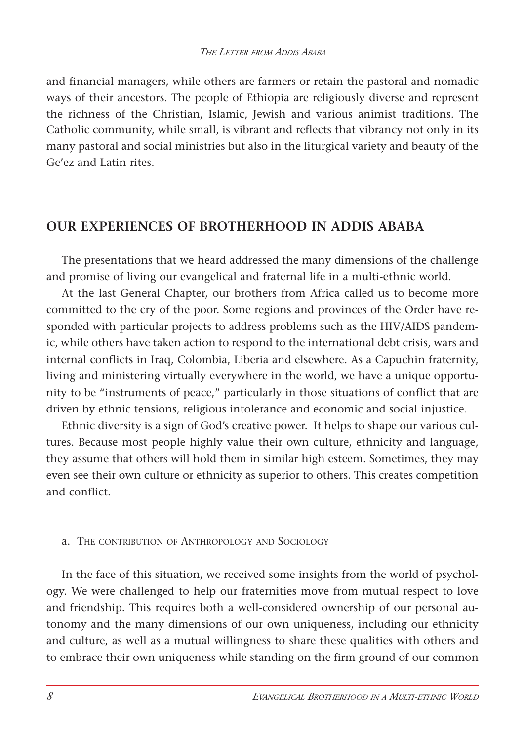and financial managers, while others are farmers or retain the pastoral and nomadic ways of their ancestors. The people of Ethiopia are religiously diverse and represent the richness of the Christian, Islamic, Jewish and various animist traditions. The Catholic community, while small, is vibrant and reflects that vibrancy not only in its many pastoral and social ministries but also in the liturgical variety and beauty of the Ge'ez and Latin rites.

## OUR EXPERIENCES OF BROTHERHOOD IN ADDIS ABABA

The presentations that we heard addressed the many dimensions of the challenge and promise of living our evangelical and fraternal life in a multi-ethnic world.

At the last General Chapter, our brothers from Africa called us to become more committed to the cry of the poor. Some regions and provinces of the Order have responded with particular projects to address problems such as the HIV/AIDS pandemic, while others have taken action to respond to the international debt crisis, wars and internal conflicts in Iraq, Colombia, Liberia and elsewhere. As a Capuchin fraternity, living and ministering virtually everywhere in the world, we have a unique opportunity to be "instruments of peace," particularly in those situations of conflict that are driven by ethnic tensions, religious intolerance and economic and social injustice.

Ethnic diversity is a sign of God's creative power. It helps to shape our various cultures. Because most people highly value their own culture, ethnicity and language, they assume that others will hold them in similar high esteem. Sometimes, they may even see their own culture or ethnicity as superior to others. This creates competition and conflict.

### a. The contribution of Anthropology and Sociology

In the face of this situation, we received some insights from the world of psychology. We were challenged to help our fraternities move from mutual respect to love and friendship. This requires both a well-considered ownership of our personal autonomy and the many dimensions of our own uniqueness, including our ethnicity and culture, as well as a mutual willingness to share these qualities with others and to embrace their own uniqueness while standing on the firm ground of our common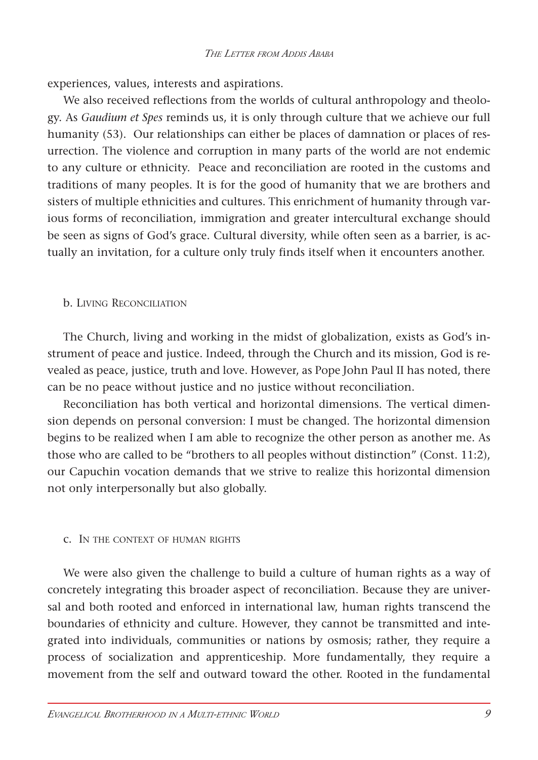experiences, values, interests and aspirations.

We also received reflections from the worlds of cultural anthropology and theology. As *Gaudium et Spes* reminds us, it is only through culture that we achieve our full humanity (53). Our relationships can either be places of damnation or places of resurrection. The violence and corruption in many parts of the world are not endemic to any culture or ethnicity. Peace and reconciliation are rooted in the customs and traditions of many peoples. It is for the good of humanity that we are brothers and sisters of multiple ethnicities and cultures. This enrichment of humanity through various forms of reconciliation, immigration and greater intercultural exchange should be seen as signs of God's grace. Cultural diversity, while often seen as a barrier, is actually an invitation, for a culture only truly finds itself when it encounters another.

### b. Living Reconciliation

The Church, living and working in the midst of globalization, exists as God's instrument of peace and justice. Indeed, through the Church and its mission, God is revealed as peace, justice, truth and love. However, as Pope John Paul II has noted, there can be no peace without justice and no justice without reconciliation.

Reconciliation has both vertical and horizontal dimensions. The vertical dimension depends on personal conversion: I must be changed. The horizontal dimension begins to be realized when I am able to recognize the other person as another me. As those who are called to be "brothers to all peoples without distinction" (Const. 11:2), our Capuchin vocation demands that we strive to realize this horizontal dimension not only interpersonally but also globally.

### c. In the context of human rights

We were also given the challenge to build a culture of human rights as a way of concretely integrating this broader aspect of reconciliation. Because they are universal and both rooted and enforced in international law, human rights transcend the boundaries of ethnicity and culture. However, they cannot be transmitted and integrated into individuals, communities or nations by osmosis; rather, they require a process of socialization and apprenticeship. More fundamentally, they require a movement from the self and outward toward the other. Rooted in the fundamental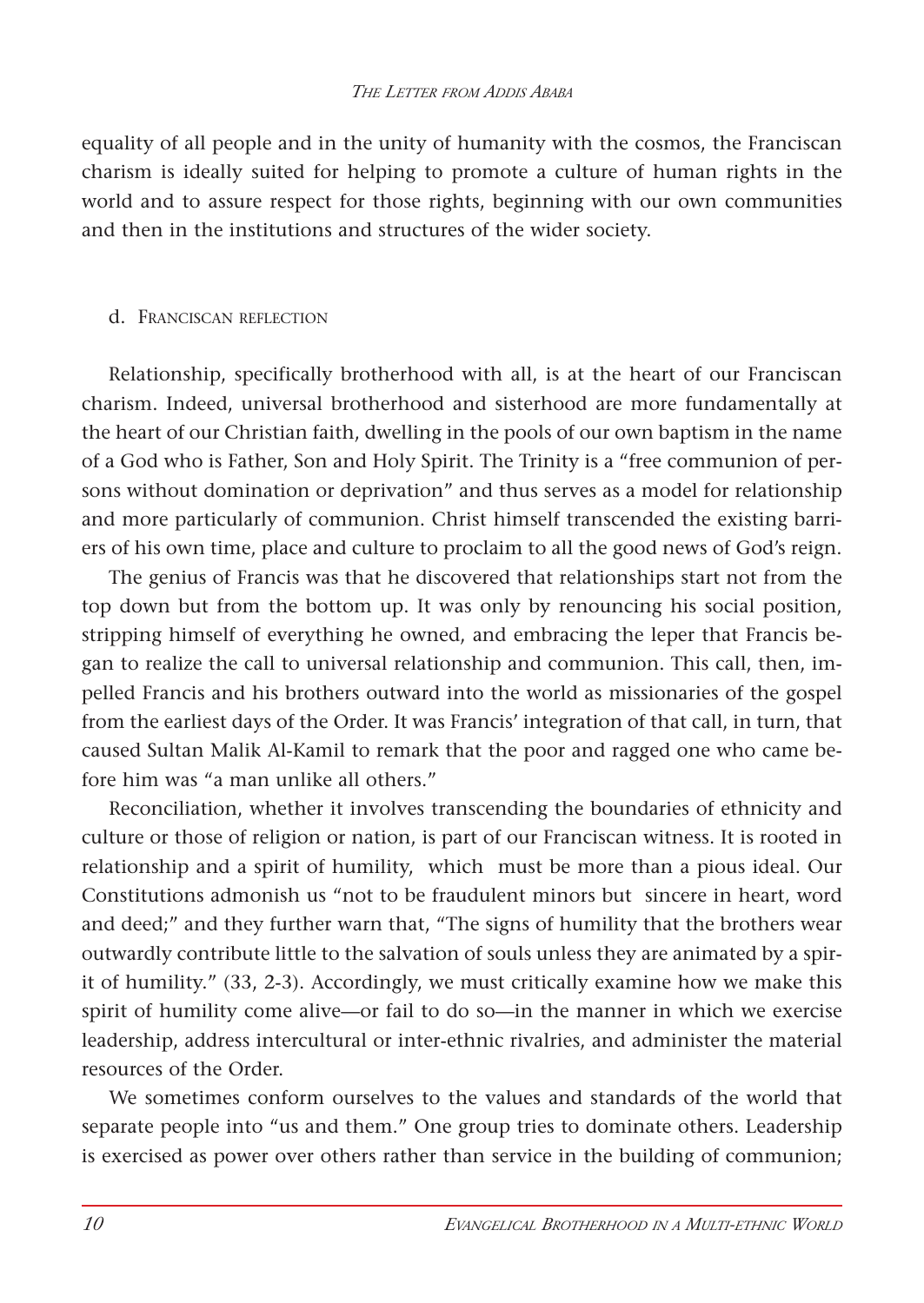equality of all people and in the unity of humanity with the cosmos, the Franciscan charism is ideally suited for helping to promote a culture of human rights in the world and to assure respect for those rights, beginning with our own communities and then in the institutions and structures of the wider society.

### d. Franciscan reflection

Relationship, specifically brotherhood with all, is at the heart of our Franciscan charism. Indeed, universal brotherhood and sisterhood are more fundamentally at the heart of our Christian faith, dwelling in the pools of our own baptism in the name of a God who is Father, Son and Holy Spirit. The Trinity is a "free communion of persons without domination or deprivation" and thus serves as a model for relationship and more particularly of communion. Christ himself transcended the existing barriers of his own time, place and culture to proclaim to all the good news of God's reign.

The genius of Francis was that he discovered that relationships start not from the top down but from the bottom up. It was only by renouncing his social position, stripping himself of everything he owned, and embracing the leper that Francis began to realize the call to universal relationship and communion. This call, then, impelled Francis and his brothers outward into the world as missionaries of the gospel from the earliest days of the Order. It was Francis' integration of that call, in turn, that caused Sultan Malik Al-Kamil to remark that the poor and ragged one who came before him was "a man unlike all others."

Reconciliation, whether it involves transcending the boundaries of ethnicity and culture or those of religion or nation, is part of our Franciscan witness. It is rooted in relationship and a spirit of humility, which must be more than a pious ideal. Our Constitutions admonish us "not to be fraudulent minors but sincere in heart, word and deed;" and they further warn that, "The signs of humility that the brothers wear outwardly contribute little to the salvation of souls unless they are animated by a spirit of humility." (33, 2-3). Accordingly, we must critically examine how we make this spirit of humility come alive—or fail to do so—in the manner in which we exercise leadership, address intercultural or inter-ethnic rivalries, and administer the material resources of the Order.

We sometimes conform ourselves to the values and standards of the world that separate people into "us and them." One group tries to dominate others. Leadership is exercised as power over others rather than service in the building of communion;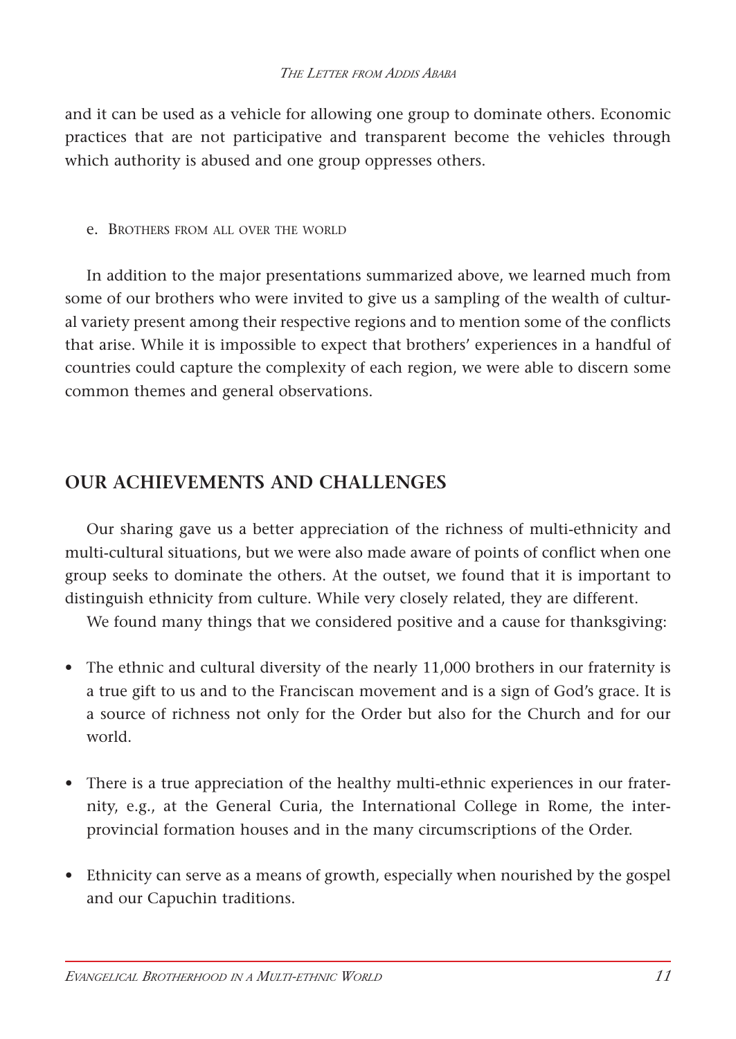and it can be used as a vehicle for allowing one group to dominate others. Economic practices that are not participative and transparent become the vehicles through which authority is abused and one group oppresses others.

### e. Brothers from all over the world

In addition to the major presentations summarized above, we learned much from some of our brothers who were invited to give us a sampling of the wealth of cultural variety present among their respective regions and to mention some of the conflicts that arise. While it is impossible to expect that brothers' experiences in a handful of countries could capture the complexity of each region, we were able to discern some common themes and general observations.

## OUR ACHIEVEMENTS AND CHALLENGES

Our sharing gave us a better appreciation of the richness of multi-ethnicity and multi-cultural situations, but we were also made aware of points of conflict when one group seeks to dominate the others. At the outset, we found that it is important to distinguish ethnicity from culture. While very closely related, they are different.

We found many things that we considered positive and a cause for thanksgiving:

- The ethnic and cultural diversity of the nearly 11,000 brothers in our fraternity is a true gift to us and to the Franciscan movement and is a sign of God's grace. It is a source of richness not only for the Order but also for the Church and for our world.

- There is a true appreciation of the healthy multi-ethnic experiences in our fraternity, e.g., at the General Curia, the International College in Rome, the inter-provincial formation houses and in the many circumscriptions of the Order.

- Ethnicity can serve as a means of growth, especially when nourished by the gospel and our Capuchin traditions.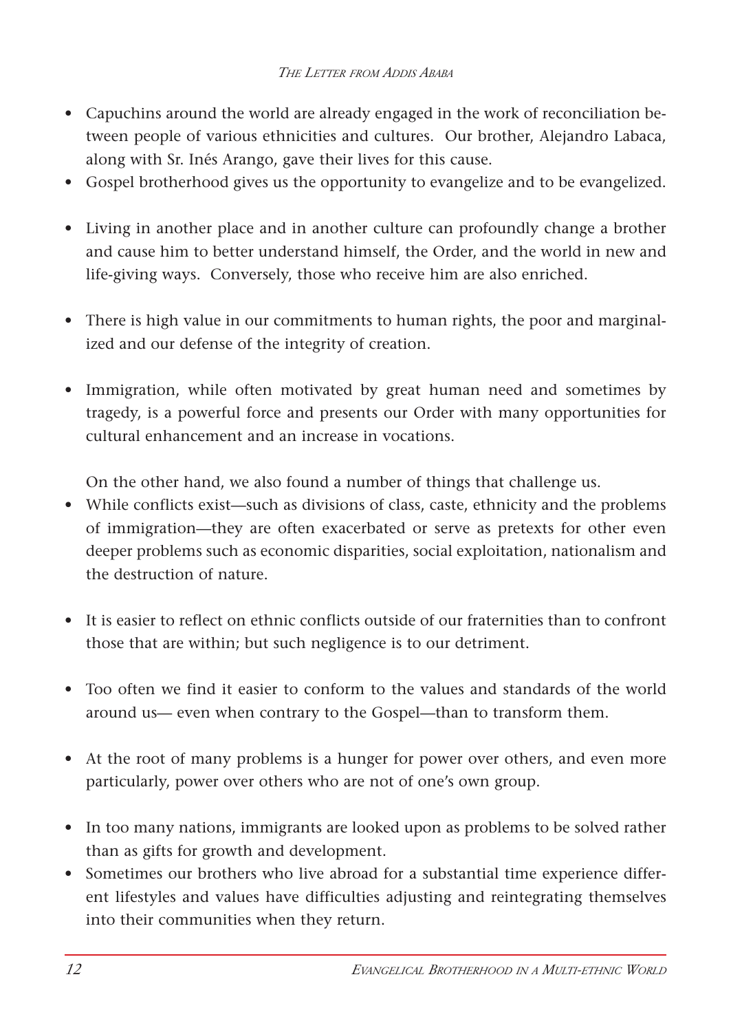- Capuchins around the world are already engaged in the work of reconciliation between people of various ethnicities and cultures. Our brother, Alejandro Labaca, along with Sr. Inés Arango, gave their lives for this cause.
- Gospel brotherhood gives us the opportunity to evangelize and to be evangelized.
- Living in another place and in another culture can profoundly change a brother and cause him to better understand himself, the Order, and the world in new and life-giving ways. Conversely, those who receive him are also enriched.
- There is high value in our commitments to human rights, the poor and marginalized and our defense of the integrity of creation.
- Immigration, while often motivated by great human need and sometimes by tragedy, is a powerful force and presents our Order with many opportunities for cultural enhancement and an increase in vocations.

On the other hand, we also found a number of things that challenge us.

- While conflicts exist—such as divisions of class, caste, ethnicity and the problems of immigration—they are often exacerbated or serve as pretexts for other even deeper problems such as economic disparities, social exploitation, nationalism and the destruction of nature.
- It is easier to reflect on ethnic conflicts outside of our fraternities than to confront those that are within; but such negligence is to our detriment.
- Too often we find it easier to conform to the values and standards of the world around us— even when contrary to the Gospel—than to transform them.
- At the root of many problems is a hunger for power over others, and even more particularly, power over others who are not of one's own group.
- In too many nations, immigrants are looked upon as problems to be solved rather than as gifts for growth and development.
- Sometimes our brothers who live abroad for a substantial time experience different lifestyles and values have difficulties adjusting and reintegrating themselves into their communities when they return.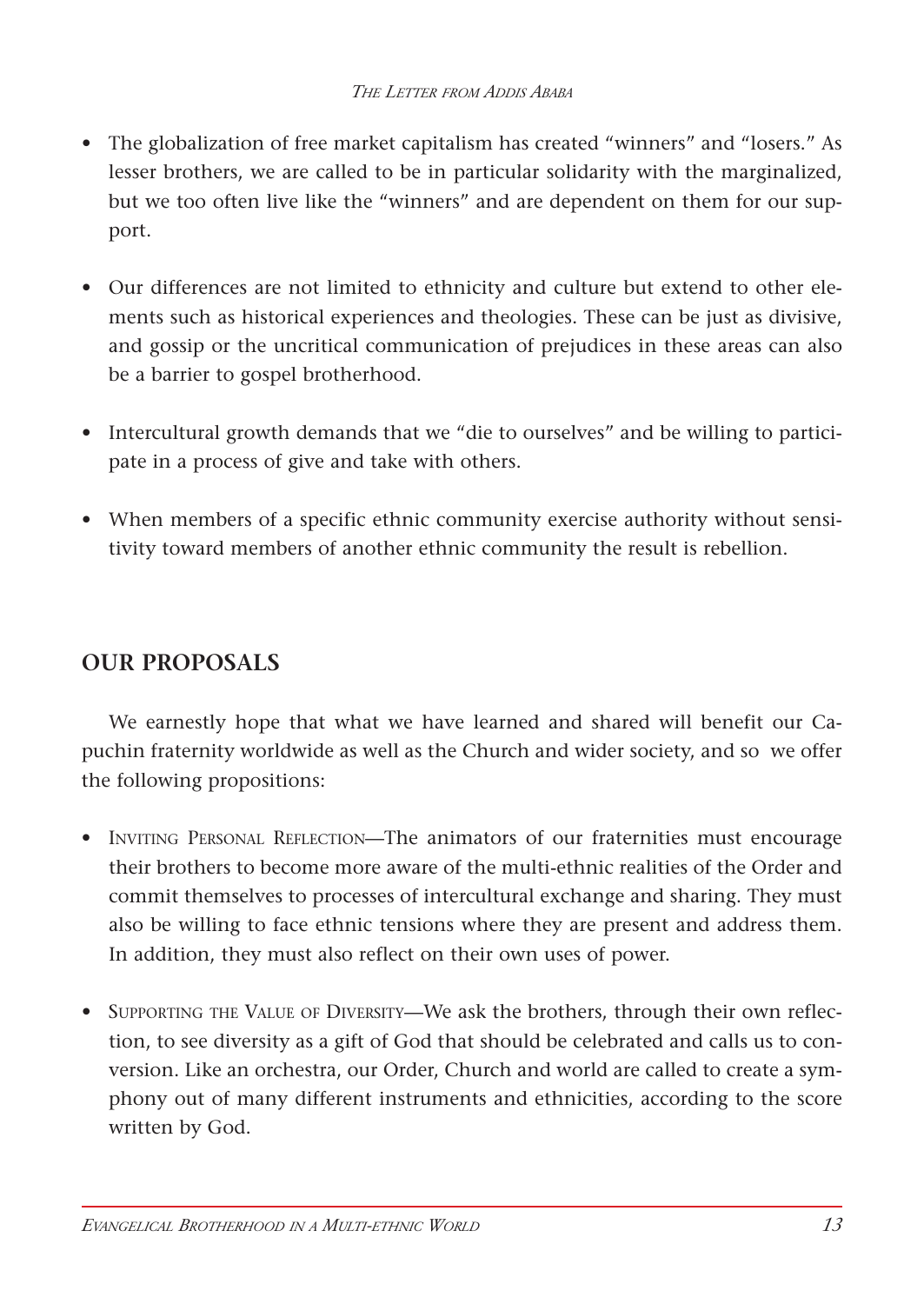- The globalization of free market capitalism has created "winners" and "losers." As lesser brothers, we are called to be in particular solidarity with the marginalized, but we too often live like the "winners" and are dependent on them for our support.

- Our differences are not limited to ethnicity and culture but extend to other elements such as historical experiences and theologies. These can be just as divisive, and gossip or the uncritical communication of prejudices in these areas can also be a barrier to gospel brotherhood.

- Intercultural growth demands that we "die to ourselves" and be willing to participate in a process of give and take with others.

- When members of a specific ethnic community exercise authority without sensitivity toward members of another ethnic community the result is rebellion.

## OUR PROPOSALS

We earnestly hope that what we have learned and shared will benefit our Capuchin fraternity worldwide as well as the Church and wider society, and so we offer the following propositions:

- Inviting Personal Reflection—The animators of our fraternities must encourage their brothers to become more aware of the multi-ethnic realities of the Order and commit themselves to processes of intercultural exchange and sharing. They must also be willing to face ethnic tensions where they are present and address them. In addition, they must also reflect on their own uses of power.

- Supporting the Value of Diversity—We ask the brothers, through their own reflection, to see diversity as a gift of God that should be celebrated and calls us to conversion. Like an orchestra, our Order, Church and world are called to create a symphony out of many different instruments and ethnicities, according to the score written by God.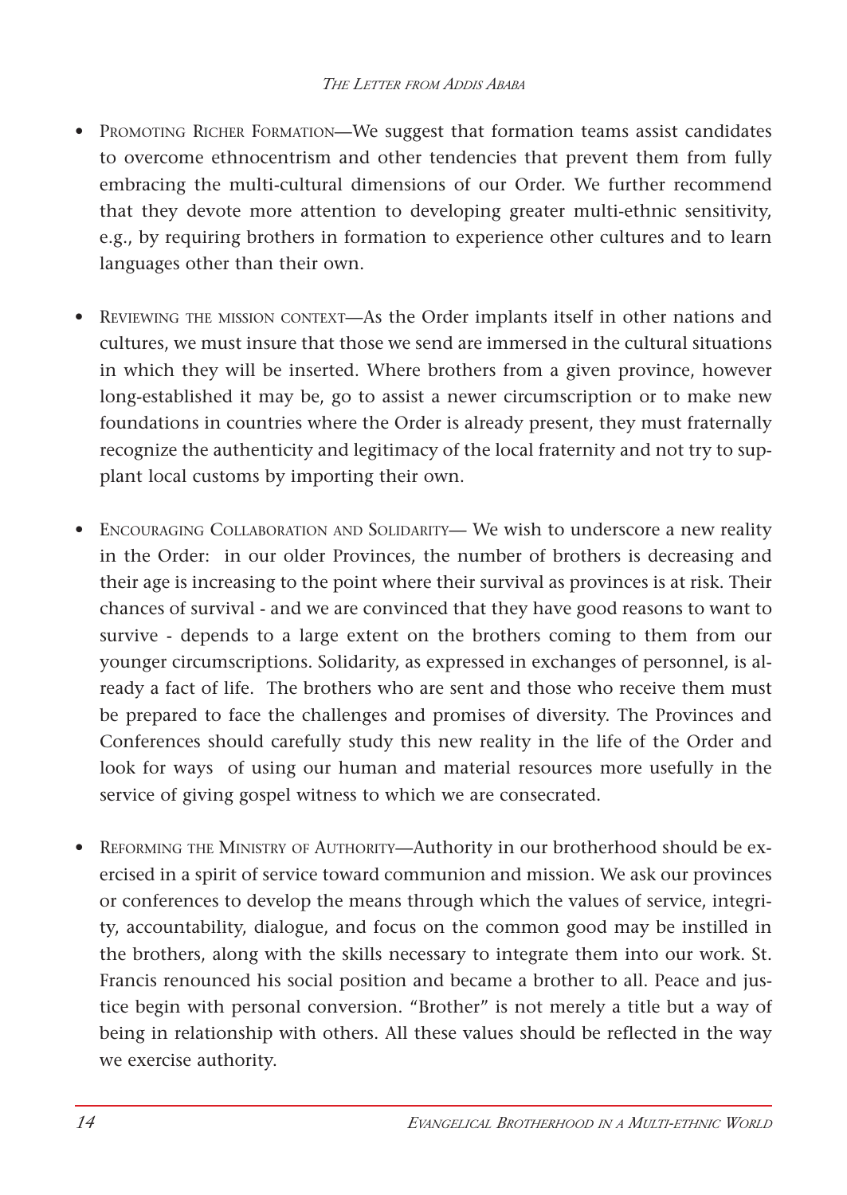- Promoting Richer Formation—We suggest that formation teams assist candidates to overcome ethnocentrism and other tendencies that prevent them from fully embracing the multi-cultural dimensions of our Order. We further recommend that they devote more attention to developing greater multi-ethnic sensitivity, e.g., by requiring brothers in formation to experience other cultures and to learn languages other than their own.

- Reviewing the mission context—As the Order implants itself in other nations and cultures, we must insure that those we send are immersed in the cultural situations in which they will be inserted. Where brothers from a given province, however long-established it may be, go to assist a newer circumscription or to make new foundations in countries where the Order is already present, they must fraternally recognize the authenticity and legitimacy of the local fraternity and not try to supplant local customs by importing their own.

- Encouraging Collaboration and Solidarity— We wish to underscore a new reality in the Order: in our older Provinces, the number of brothers is decreasing and their age is increasing to the point where their survival as provinces is at risk. Their chances of survival - and we are convinced that they have good reasons to want to survive - depends to a large extent on the brothers coming to them from our younger circumscriptions. Solidarity, as expressed in exchanges of personnel, is already a fact of life. The brothers who are sent and those who receive them must be prepared to face the challenges and promises of diversity. The Provinces and Conferences should carefully study this new reality in the life of the Order and look for ways of using our human and material resources more usefully in the service of giving gospel witness to which we are consecrated.

- Reforming the Ministry of Authority—Authority in our brotherhood should be exercised in a spirit of service toward communion and mission. We ask our provinces or conferences to develop the means through which the values of service, integrity, accountability, dialogue, and focus on the common good may be instilled in the brothers, along with the skills necessary to integrate them into our work. St. Francis renounced his social position and became a brother to all. Peace and justice begin with personal conversion. "Brother" is not merely a title but a way of being in relationship with others. All these values should be reflected in the way we exercise authority.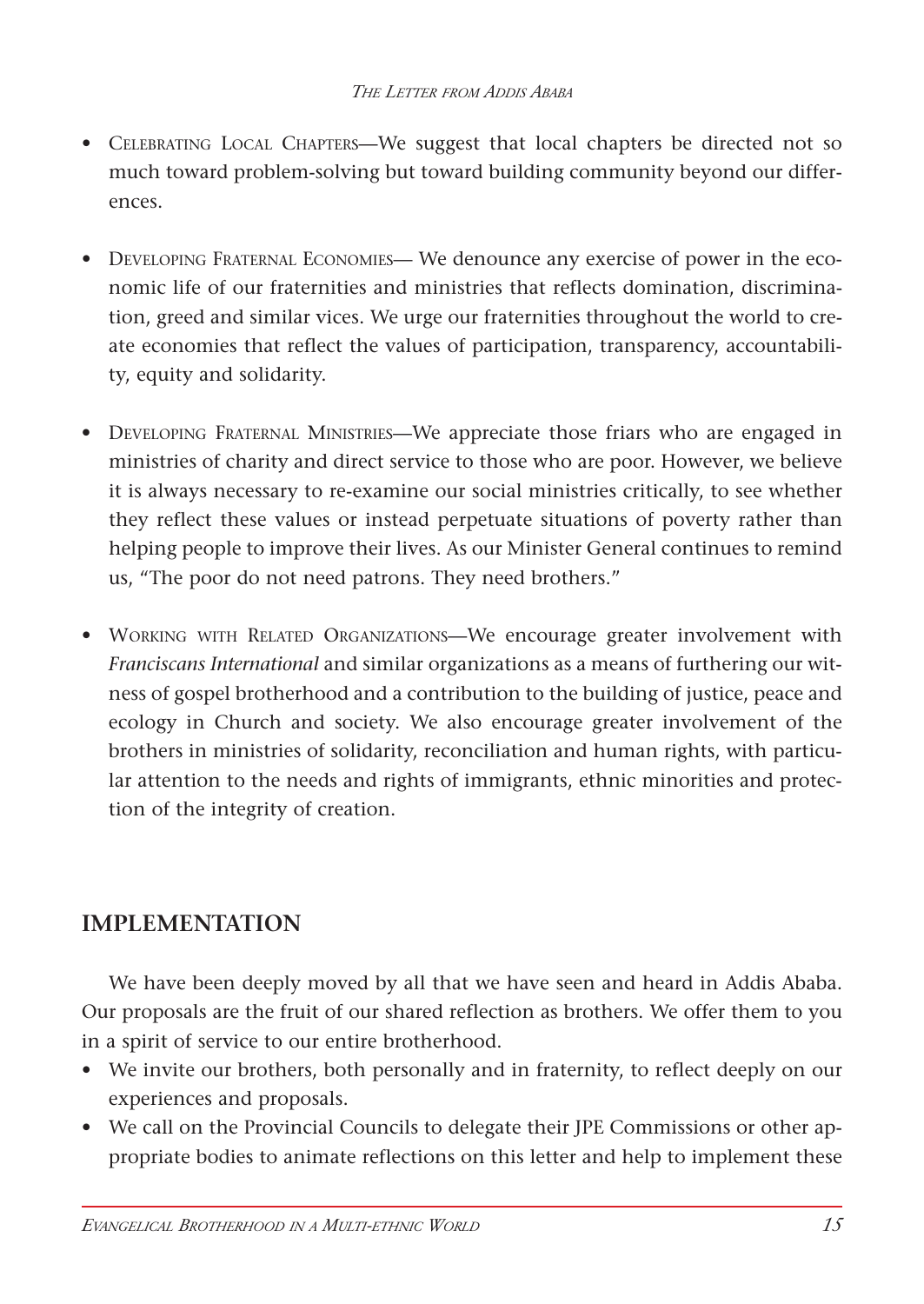- CELEBRATING LOCAL CHAPTERS—We suggest that local chapters be directed not so much toward problem-solving but toward building community beyond our differences.

- DEVELOPING FRATERNAL ECONOMIES— We denounce any exercise of power in the economic life of our fraternities and ministries that reflects domination, discrimination, greed and similar vices. We urge our fraternities throughout the world to create economies that reflect the values of participation, transparency, accountability, equity and solidarity.

- DEVELOPING FRATERNAL MINISTRIES—We appreciate those friars who are engaged in ministries of charity and direct service to those who are poor. However, we believe it is always necessary to re-examine our social ministries critically, to see whether they reflect these values or instead perpetuate situations of poverty rather than helping people to improve their lives. As our Minister General continues to remind us, "The poor do not need patrons. They need brothers."

- WORKING WITH RELATED ORGANIZATIONS—We encourage greater involvement with *Franciscans International* and similar organizations as a means of furthering our witness of gospel brotherhood and a contribution to the building of justice, peace and ecology in Church and society. We also encourage greater involvement of the brothers in ministries of solidarity, reconciliation and human rights, with particular attention to the needs and rights of immigrants, ethnic minorities and protection of the integrity of creation.

## IMPLEMENTATION

We have been deeply moved by all that we have seen and heard in Addis Ababa. Our proposals are the fruit of our shared reflection as brothers. We offer them to you in a spirit of service to our entire brotherhood.

- We invite our brothers, both personally and in fraternity, to reflect deeply on our experiences and proposals.
- We call on the Provincial Councils to delegate their JPE Commissions or other appropriate bodies to animate reflections on this letter and help to implement these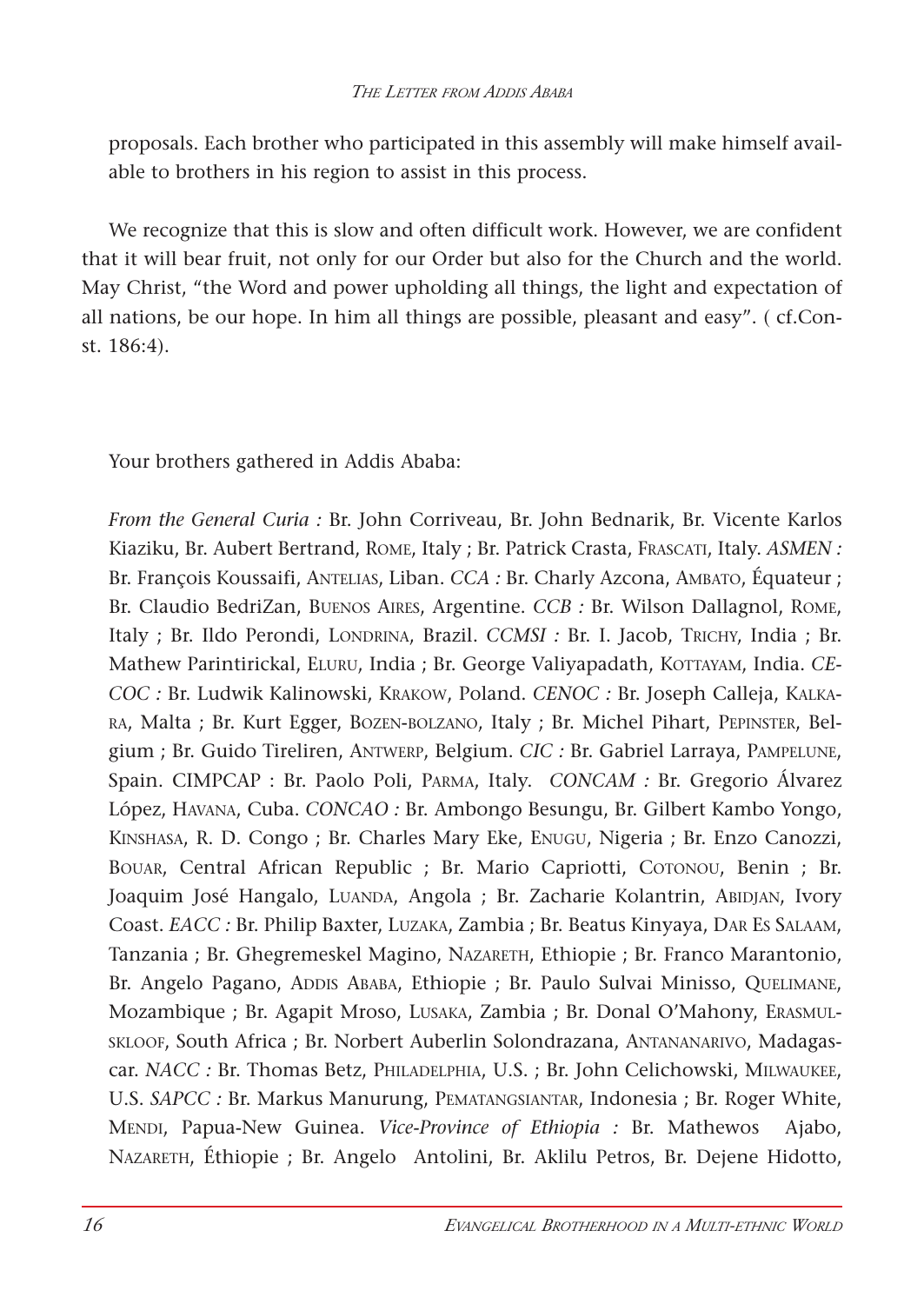proposals. Each brother who participated in this assembly will make himself available to brothers in his region to assist in this process.

We recognize that this is slow and often difficult work. However, we are confident that it will bear fruit, not only for our Order but also for the Church and the world. May Christ, "the Word and power upholding all things, the light and expectation of all nations, be our hope. In him all things are possible, pleasant and easy". ( cf.Const. 186:4).

Your brothers gathered in Addis Ababa:

*From the General Curia :* Br. John Corriveau, Br. John Bednarik, Br. Vicente Karlos Kiaziku, Br. Aubert Bertrand, Rome, Italy ; Br. Patrick Crasta, Frascati, Italy. *ASMEN :* Br. François Koussaifi, Antelias, Liban. *CCA :* Br. Charly Azcona, Ambato, Équateur ; Br. Claudio BedriZan, Buenos Aires, Argentine. *CCB :* Br. Wilson Dallagnol, Rome, Italy ; Br. Ildo Perondi, Londrina, Brazil. *CCMSI :* Br. I. Jacob, Trichy, India ; Br. Mathew Parintirickal, Eluru, India ; Br. George Valiyapadath, Kottayam, India. *CECOC :* Br. Ludwik Kalinowski, Krakow, Poland. *CENOC :* Br. Joseph Calleja, Kalkara, Malta ; Br. Kurt Egger, Bozen-bolzano, Italy ; Br. Michel Pihart, Pepinster, Belgium ; Br. Guido Tireliren, Antwerp, Belgium. *CIC :* Br. Gabriel Larraya, Pampelune, Spain. CIMPCAP : Br. Paolo Poli, Parma, Italy. *CONCAM :* Br. Gregorio Álvarez López, Havana, Cuba. *CONCAO :* Br. Ambongo Besungu, Br. Gilbert Kambo Yongo, Kinshasa, R. D. Congo ; Br. Charles Mary Eke, Enugu, Nigeria ; Br. Enzo Canozzi, Bouar, Central African Republic ; Br. Mario Capriotti, Cotonou, Benin ; Br. Joaquim José Hangalo, Luanda, Angola ; Br. Zacharie Kolantrin, Abidjan, Ivory Coast. *EACC :* Br. Philip Baxter, Luzaka, Zambia ; Br. Beatus Kinyaya, Dar Es Salaam, Tanzania ; Br. Ghegremeskel Magino, Nazareth, Ethiopie ; Br. Franco Marantonio, Br. Angelo Pagano, Addis Ababa, Ethiopie ; Br. Paulo Sulvai Minisso, Quelimane, Mozambique ; Br. Agapit Mroso, Lusaka, Zambia ; Br. Donal O'Mahony, Erasmulskloof, South Africa ; Br. Norbert Auberlin Solondrazana, Antananarivo, Madagascar. *NACC :* Br. Thomas Betz, Philadelphia, U.S. ; Br. John Celichowski, Milwaukee, U.S. *SAPCC :* Br. Markus Manurung, Pematangsiantar, Indonesia ; Br. Roger White, Mendi, Papua-New Guinea. *Vice-Province of Ethiopia :* Br. Mathewos Ajabo, Nazareth, Éthiopie ; Br. Angelo Antolini, Br. Aklilu Petros, Br. Dejene Hidotto,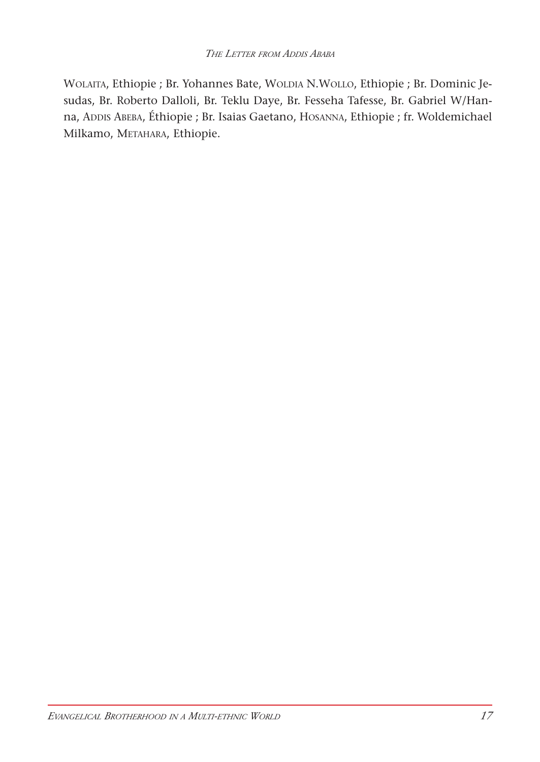WOLAITA, Ethiopie ; Br. Yohannes Bate, WOLDIA N.WOLLO, Ethiopie ; Br. Dominic Jesudas, Br. Roberto Dalloli, Br. Teklu Daye, Br. Fesseha Tafesse, Br. Gabriel W/Hanna, ADDIS ABEBA, Éthiopie ; Br. Isaias Gaetano, HOSANNA, Ethiopie ; fr. Woldemichael Milkamo, METAHARA, Ethiopie.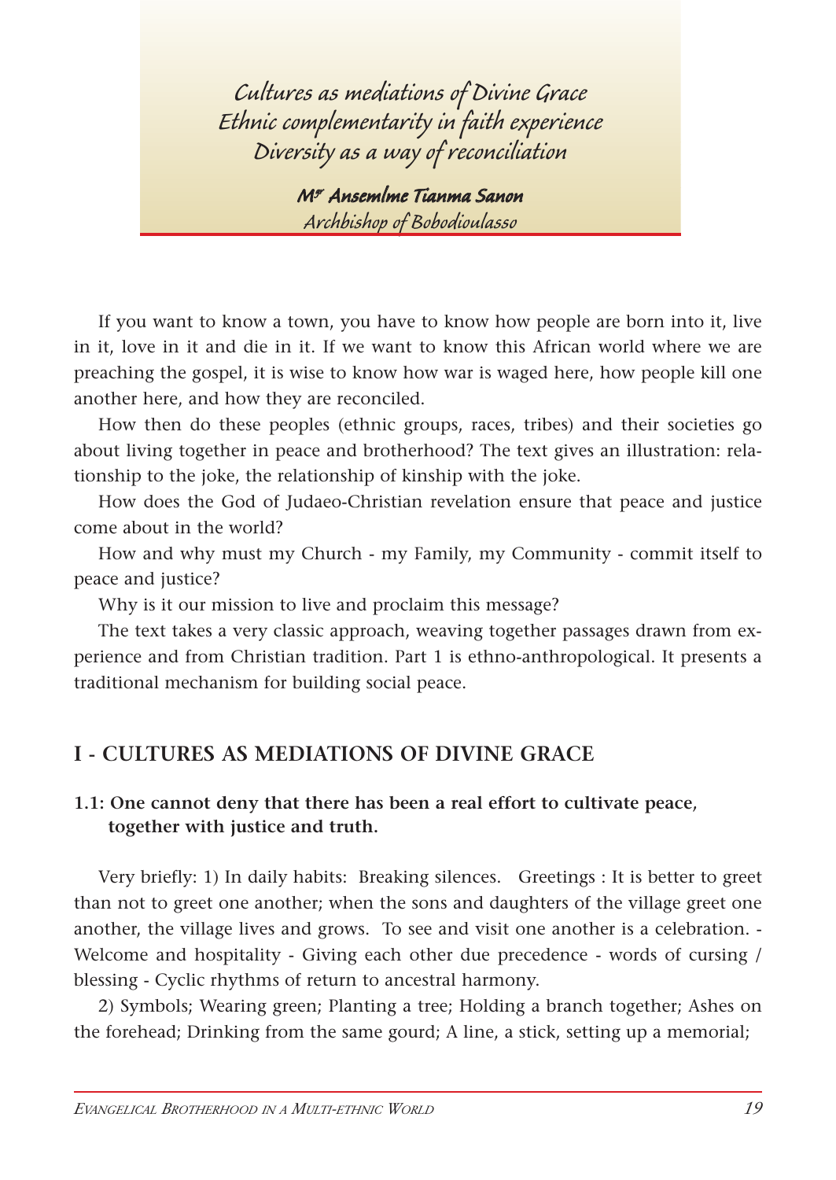*Cultures as mediations of Divine Grace*
*Ethnic complementarity in faith experience*
*Diversity as a way of reconciliation*

***Mgr Ansemlme Tianma Sanon***
*Archbishop of Bobodioulasso*

If you want to know a town, you have to know how people are born into it, live in it, love in it and die in it. If we want to know this African world where we are preaching the gospel, it is wise to know how war is waged here, how people kill one another here, and how they are reconciled.

How then do these peoples (ethnic groups, races, tribes) and their societies go about living together in peace and brotherhood? The text gives an illustration: relationship to the joke, the relationship of kinship with the joke.

How does the God of Judaeo-Christian revelation ensure that peace and justice come about in the world?

How and why must my Church - my Family, my Community - commit itself to peace and justice?

Why is it our mission to live and proclaim this message?

The text takes a very classic approach, weaving together passages drawn from experience and from Christian tradition. Part 1 is ethno-anthropological. It presents a traditional mechanism for building social peace.

## I - CULTURES AS MEDIATIONS OF DIVINE GRACE

### 1.1: One cannot deny that there has been a real effort to cultivate peace, together with justice and truth.

Very briefly: 1) In daily habits: Breaking silences. Greetings : It is better to greet than not to greet one another; when the sons and daughters of the village greet one another, the village lives and grows. To see and visit one another is a celebration. - Welcome and hospitality - Giving each other due precedence - words of cursing / blessing - Cyclic rhythms of return to ancestral harmony.

2) Symbols; Wearing green; Planting a tree; Holding a branch together; Ashes on the forehead; Drinking from the same gourd; A line, a stick, setting up a memorial;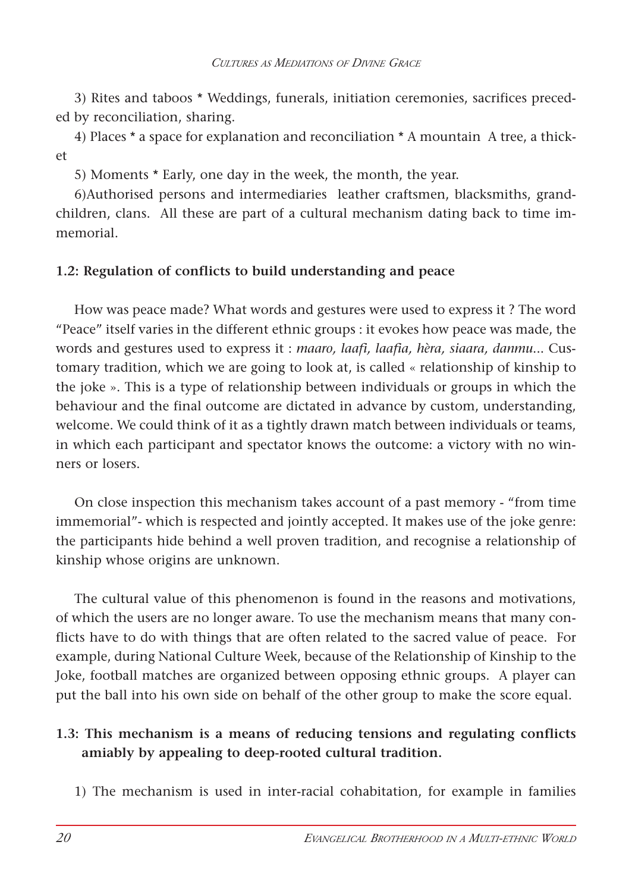3) Rites and taboos * Weddings, funerals, initiation ceremonies, sacrifices preceded by reconciliation, sharing.

4) Places * a space for explanation and reconciliation * A mountain  A tree, a thicket

5) Moments * Early, one day in the week, the month, the year.

6)Authorised persons and intermediaries  leather craftsmen, blacksmiths, grandchildren, clans.  All these are part of a cultural mechanism dating back to time immemorial.

**1.2: Regulation of conflicts to build understanding and peace**

How was peace made? What words and gestures were used to express it ? The word "Peace" itself varies in the different ethnic groups : it evokes how peace was made, the words and gestures used to express it : *maaro, laafi, laafia, hèra, siaara, danmu*... Customary tradition, which we are going to look at, is called « relationship of kinship to the joke ». This is a type of relationship between individuals or groups in which the behaviour and the final outcome are dictated in advance by custom, understanding, welcome. We could think of it as a tightly drawn match between individuals or teams, in which each participant and spectator knows the outcome: a victory with no winners or losers.

On close inspection this mechanism takes account of a past memory - "from time immemorial"- which is respected and jointly accepted. It makes use of the joke genre: the participants hide behind a well proven tradition, and recognise a relationship of kinship whose origins are unknown.

The cultural value of this phenomenon is found in the reasons and motivations, of which the users are no longer aware. To use the mechanism means that many conflicts have to do with things that are often related to the sacred value of peace.  For example, during National Culture Week, because of the Relationship of Kinship to the Joke, football matches are organized between opposing ethnic groups.  A player can put the ball into his own side on behalf of the other group to make the score equal.

**1.3: This mechanism is a means of reducing tensions and regulating conflicts amiably by appealing to deep-rooted cultural tradition.**

1) The mechanism is used in inter-racial cohabitation, for example in families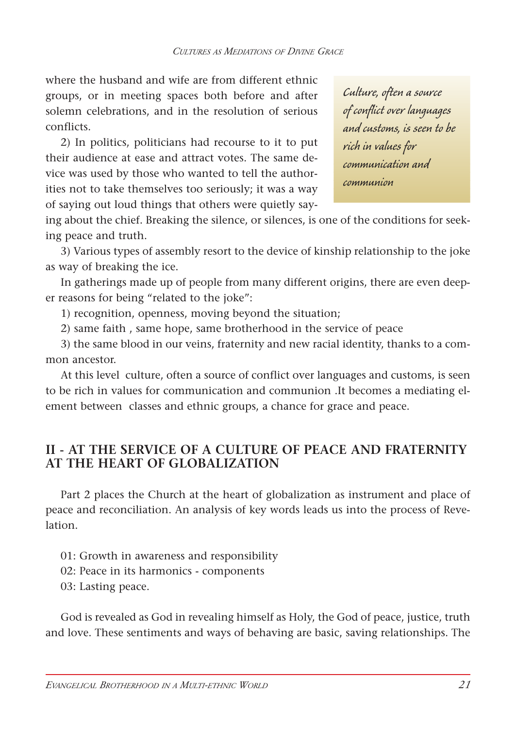where the husband and wife are from different ethnic groups, or in meeting spaces both before and after solemn celebrations, and in the resolution of serious conflicts.

2) In politics, politicians had recourse to it to put their audience at ease and attract votes. The same device was used by those who wanted to tell the authorities not to take themselves too seriously; it was a way of saying out loud things that others were quietly saying about the chief. Breaking the silence, or silences, is one of the conditions for seeking peace and truth.

*Culture, often a source of conflict over languages and customs, is seen to be rich in values for communication and communion*

3) Various types of assembly resort to the device of kinship relationship to the joke as way of breaking the ice.

In gatherings made up of people from many different origins, there are even deeper reasons for being "related to the joke":

1) recognition, openness, moving beyond the situation;

2) same faith , same hope, same brotherhood in the service of peace

3) the same blood in our veins, fraternity and new racial identity, thanks to a common ancestor.

At this level culture, often a source of conflict over languages and customs, is seen to be rich in values for communication and communion .It becomes a mediating element between classes and ethnic groups, a chance for grace and peace.

## II - AT THE SERVICE OF A CULTURE OF PEACE AND FRATERNITY AT THE HEART OF GLOBALIZATION

Part 2 places the Church at the heart of globalization as instrument and place of peace and reconciliation. An analysis of key words leads us into the process of Revelation.

01: Growth in awareness and responsibility

02: Peace in its harmonics - components

03: Lasting peace.

God is revealed as God in revealing himself as Holy, the God of peace, justice, truth and love. These sentiments and ways of behaving are basic, saving relationships. The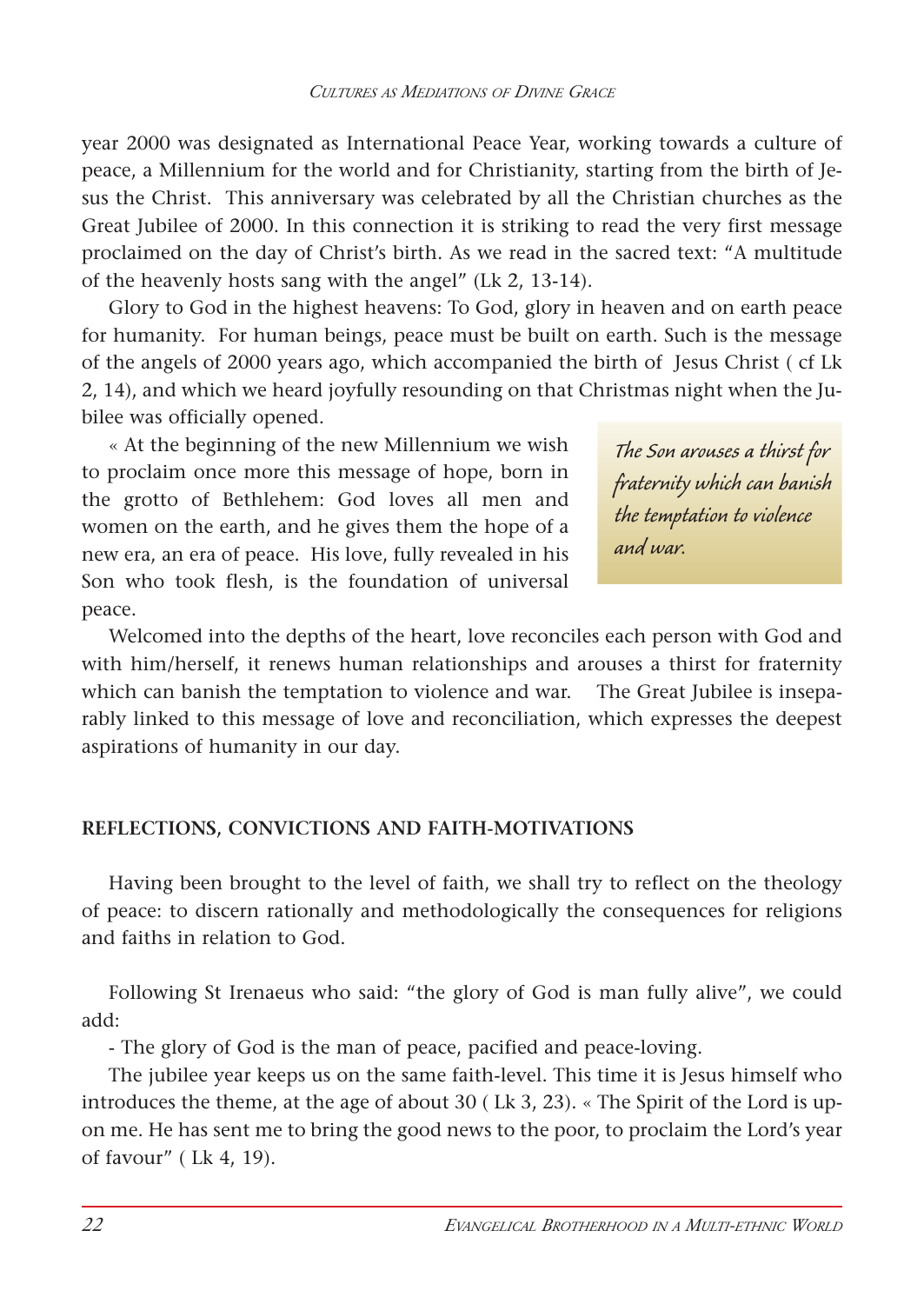year 2000 was designated as International Peace Year, working towards a culture of peace, a Millennium for the world and for Christianity, starting from the birth of Jesus the Christ. This anniversary was celebrated by all the Christian churches as the Great Jubilee of 2000. In this connection it is striking to read the very first message proclaimed on the day of Christ's birth. As we read in the sacred text: "A multitude of the heavenly hosts sang with the angel" (Lk 2, 13-14).

Glory to God in the highest heavens: To God, glory in heaven and on earth peace for humanity. For human beings, peace must be built on earth. Such is the message of the angels of 2000 years ago, which accompanied the birth of Jesus Christ ( cf Lk 2, 14), and which we heard joyfully resounding on that Christmas night when the Jubilee was officially opened.

« At the beginning of the new Millennium we wish to proclaim once more this message of hope, born in the grotto of Bethlehem: God loves all men and women on the earth, and he gives them the hope of a new era, an era of peace. His love, fully revealed in his Son who took flesh, is the foundation of universal peace.

*The Son arouses a thirst for fraternity which can banish the temptation to violence and war.*

Welcomed into the depths of the heart, love reconciles each person with God and with him/herself, it renews human relationships and arouses a thirst for fraternity which can banish the temptation to violence and war. The Great Jubilee is inseparably linked to this message of love and reconciliation, which expresses the deepest aspirations of humanity in our day.

## REFLECTIONS, CONVICTIONS AND FAITH-MOTIVATIONS

Having been brought to the level of faith, we shall try to reflect on the theology of peace: to discern rationally and methodologically the consequences for religions and faiths in relation to God.

Following St Irenaeus who said: "the glory of God is man fully alive", we could add:

- The glory of God is the man of peace, pacified and peace-loving.

The jubilee year keeps us on the same faith-level. This time it is Jesus himself who introduces the theme, at the age of about 30 ( Lk 3, 23). « The Spirit of the Lord is upon me. He has sent me to bring the good news to the poor, to proclaim the Lord's year of favour" ( Lk 4, 19).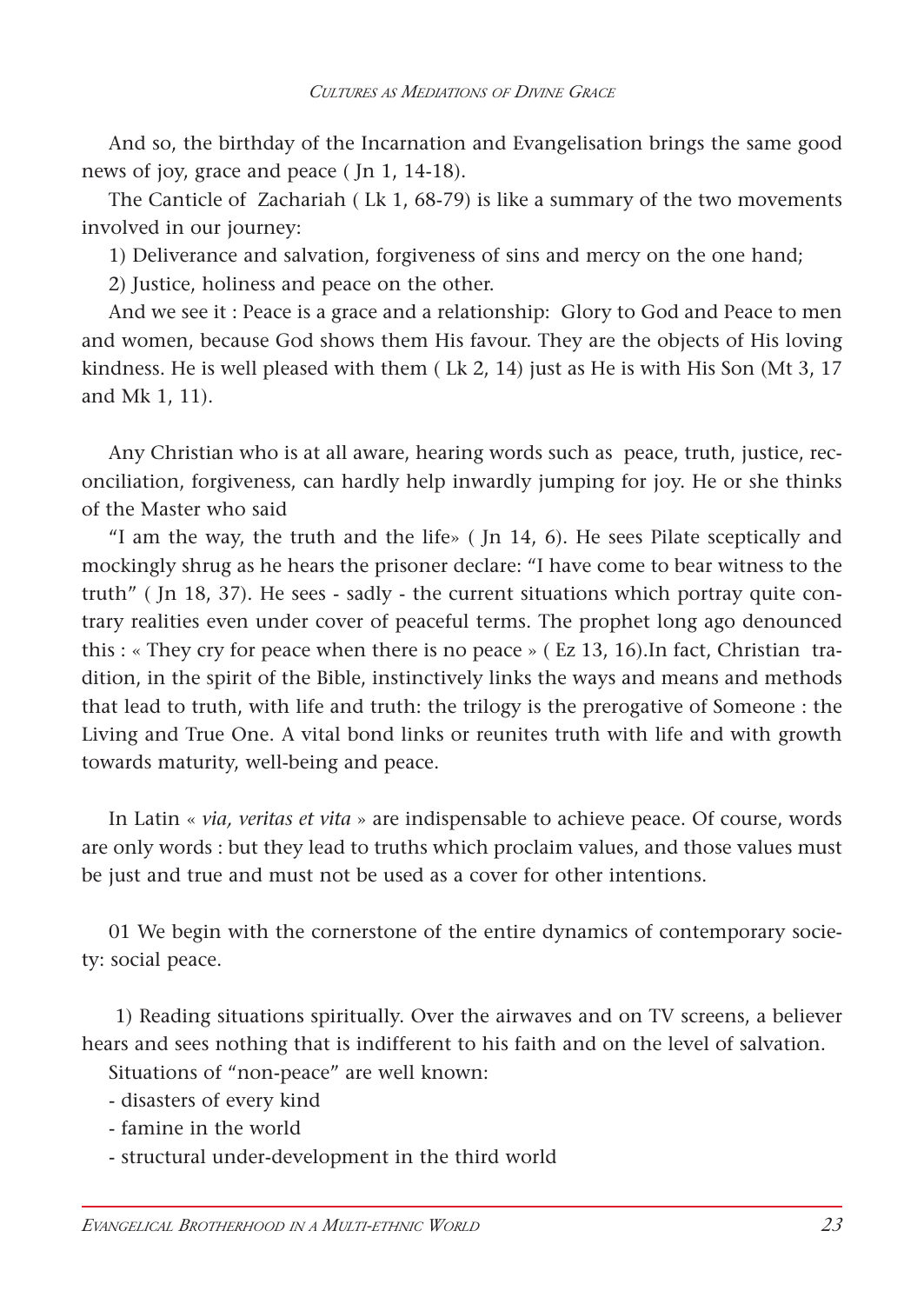And so, the birthday of the Incarnation and Evangelisation brings the same good news of joy, grace and peace ( Jn 1, 14-18).

The Canticle of Zachariah ( Lk 1, 68-79) is like a summary of the two movements involved in our journey:

1) Deliverance and salvation, forgiveness of sins and mercy on the one hand;

2) Justice, holiness and peace on the other.

And we see it : Peace is a grace and a relationship: Glory to God and Peace to men and women, because God shows them His favour. They are the objects of His loving kindness. He is well pleased with them ( Lk 2, 14) just as He is with His Son (Mt 3, 17 and Mk 1, 11).

Any Christian who is at all aware, hearing words such as peace, truth, justice, reconciliation, forgiveness, can hardly help inwardly jumping for joy. He or she thinks of the Master who said

"I am the way, the truth and the life» ( Jn 14, 6). He sees Pilate sceptically and mockingly shrug as he hears the prisoner declare: "I have come to bear witness to the truth" ( Jn 18, 37). He sees - sadly - the current situations which portray quite contrary realities even under cover of peaceful terms. The prophet long ago denounced this : « They cry for peace when there is no peace » ( Ez 13, 16).In fact, Christian tradition, in the spirit of the Bible, instinctively links the ways and means and methods that lead to truth, with life and truth: the trilogy is the prerogative of Someone : the Living and True One. A vital bond links or reunites truth with life and with growth towards maturity, well-being and peace.

In Latin « *via, veritas et vita* » are indispensable to achieve peace. Of course, words are only words : but they lead to truths which proclaim values, and those values must be just and true and must not be used as a cover for other intentions.

01 We begin with the cornerstone of the entire dynamics of contemporary society: social peace.

1) Reading situations spiritually. Over the airwaves and on TV screens, a believer hears and sees nothing that is indifferent to his faith and on the level of salvation.

Situations of "non-peace" are well known:

- disasters of every kind
- famine in the world
- structural under-development in the third world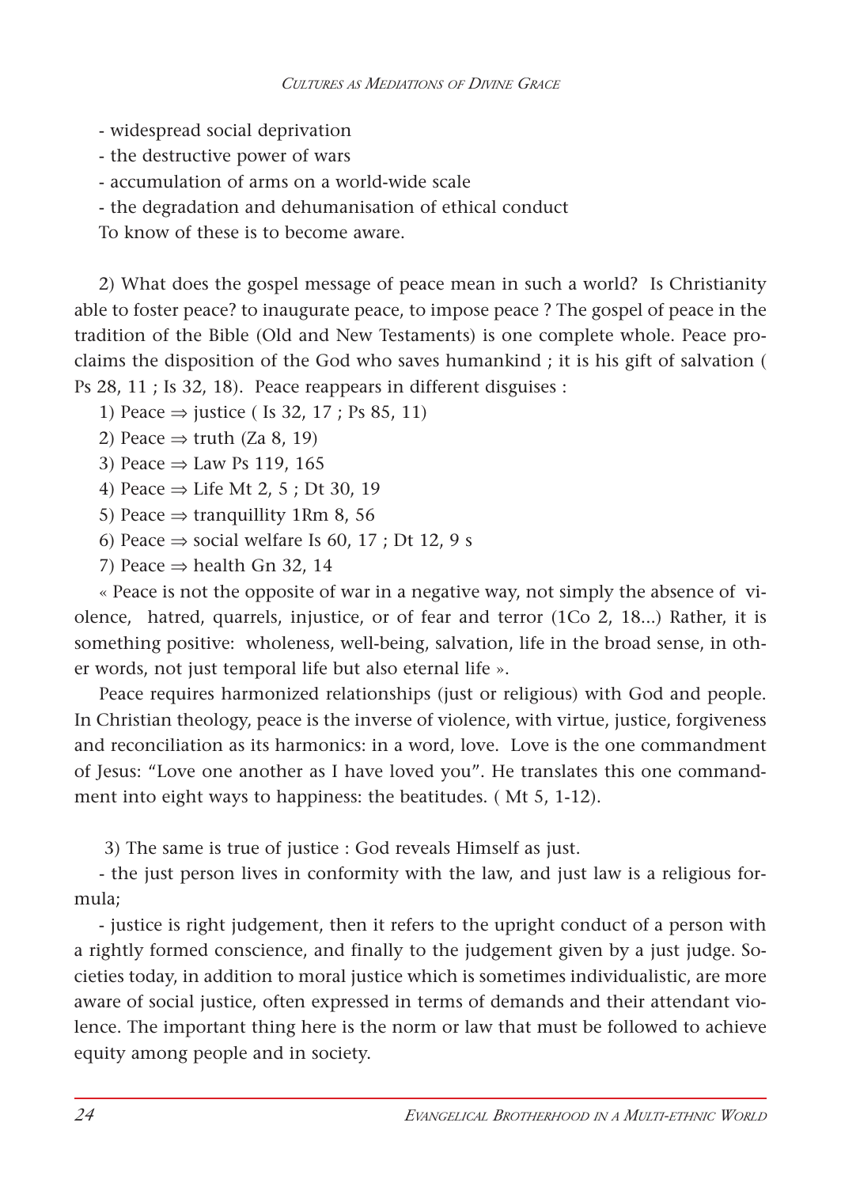- widespread social deprivation
- the destructive power of wars
- accumulation of arms on a world-wide scale
- the degradation and dehumanisation of ethical conduct

To know of these is to become aware.

2) What does the gospel message of peace mean in such a world? Is Christianity able to foster peace? to inaugurate peace, to impose peace ? The gospel of peace in the tradition of the Bible (Old and New Testaments) is one complete whole. Peace proclaims the disposition of the God who saves humankind ; it is his gift of salvation ( Ps 28, 11 ; Is 32, 18). Peace reappears in different disguises :

1) Peace ⇒ justice ( Is 32, 17 ; Ps 85, 11)
2) Peace ⇒ truth (Za 8, 19)
3) Peace ⇒ Law Ps 119, 165
4) Peace ⇒ Life Mt 2, 5 ; Dt 30, 19
5) Peace ⇒ tranquillity 1Rm 8, 56
6) Peace ⇒ social welfare Is 60, 17 ; Dt 12, 9 s
7) Peace ⇒ health Gn 32, 14

« Peace is not the opposite of war in a negative way, not simply the absence of violence, hatred, quarrels, injustice, or of fear and terror (1Co 2, 18...) Rather, it is something positive: wholeness, well-being, salvation, life in the broad sense, in other words, not just temporal life but also eternal life ».

Peace requires harmonized relationships (just or religious) with God and people. In Christian theology, peace is the inverse of violence, with virtue, justice, forgiveness and reconciliation as its harmonics: in a word, love. Love is the one commandment of Jesus: "Love one another as I have loved you". He translates this one commandment into eight ways to happiness: the beatitudes. ( Mt 5, 1-12).

3) The same is true of justice : God reveals Himself as just.

- the just person lives in conformity with the law, and just law is a religious formula;
- justice is right judgement, then it refers to the upright conduct of a person with a rightly formed conscience, and finally to the judgement given by a just judge. Societies today, in addition to moral justice which is sometimes individualistic, are more aware of social justice, often expressed in terms of demands and their attendant violence. The important thing here is the norm or law that must be followed to achieve equity among people and in society.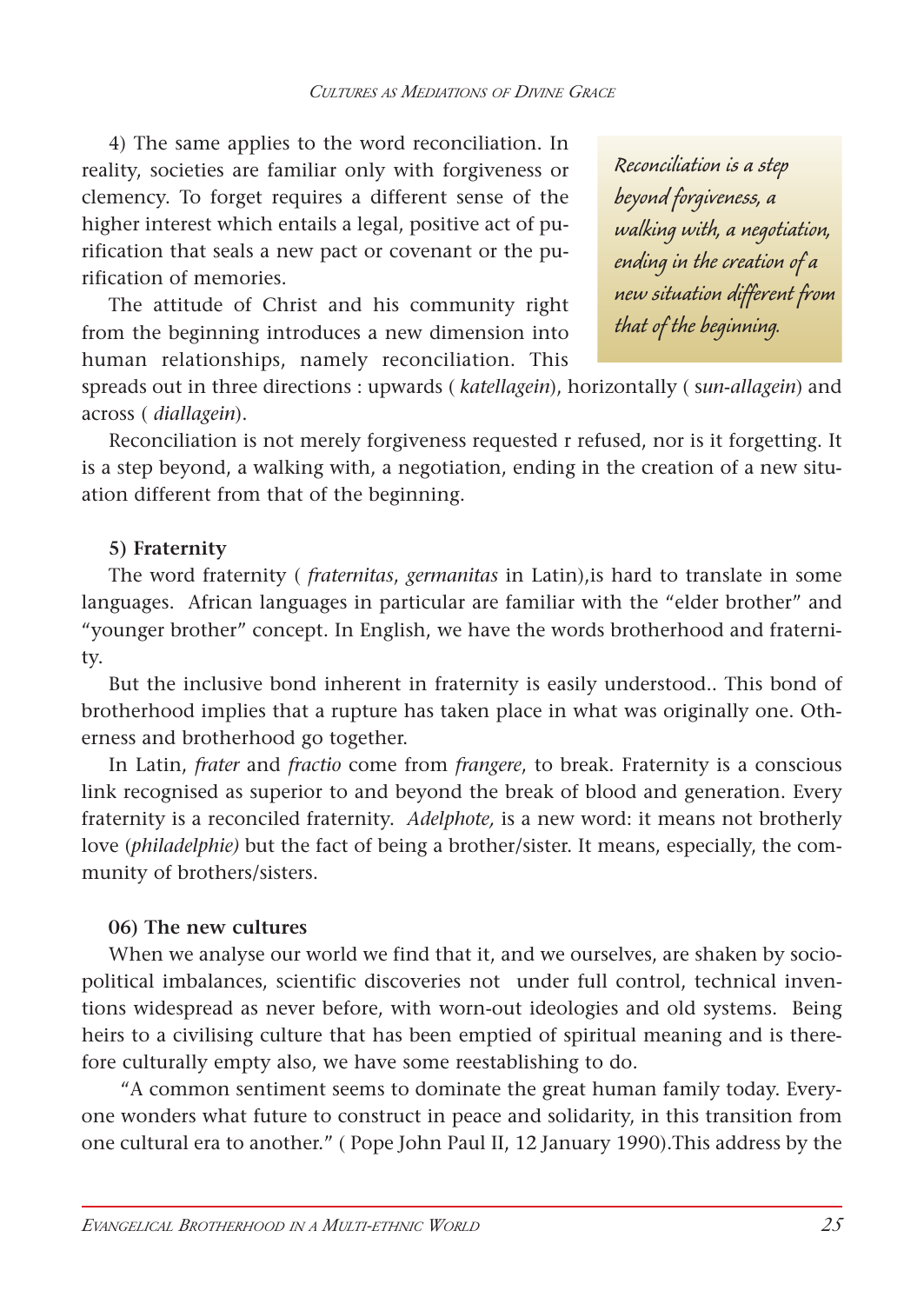4) The same applies to the word reconciliation. In reality, societies are familiar only with forgiveness or clemency. To forget requires a different sense of the higher interest which entails a legal, positive act of purification that seals a new pact or covenant or the purification of memories.

*Reconciliation is a step beyond forgiveness, a walking with, a negotiation, ending in the creation of a new situation different from that of the beginning.*

The attitude of Christ and his community right from the beginning introduces a new dimension into human relationships, namely reconciliation. This spreads out in three directions : upwards ( *katellagein*), horizontally ( s*un-allagein*) and across ( *diallagein*).

Reconciliation is not merely forgiveness requested r refused, nor is it forgetting. It is a step beyond, a walking with, a negotiation, ending in the creation of a new situation different from that of the beginning.

**5) Fraternity**

The word fraternity ( *fraternitas*, *germanitas* in Latin),is hard to translate in some languages. African languages in particular are familiar with the "elder brother" and "younger brother" concept. In English, we have the words brotherhood and fraternity.

But the inclusive bond inherent in fraternity is easily understood.. This bond of brotherhood implies that a rupture has taken place in what was originally one. Otherness and brotherhood go together.

In Latin, *frater* and *fractio* come from *frangere*, to break. Fraternity is a conscious link recognised as superior to and beyond the break of blood and generation. Every fraternity is a reconciled fraternity. *Adelphote,* is a new word: it means not brotherly love (*philadelphie)* but the fact of being a brother/sister. It means, especially, the community of brothers/sisters.

**06) The new cultures**

When we analyse our world we find that it, and we ourselves, are shaken by socio-political imbalances, scientific discoveries not under full control, technical inventions widespread as never before, with worn-out ideologies and old systems. Being heirs to a civilising culture that has been emptied of spiritual meaning and is therefore culturally empty also, we have some reestablishing to do.

"A common sentiment seems to dominate the great human family today. Everyone wonders what future to construct in peace and solidarity, in this transition from one cultural era to another." ( Pope John Paul II, 12 January 1990).This address by the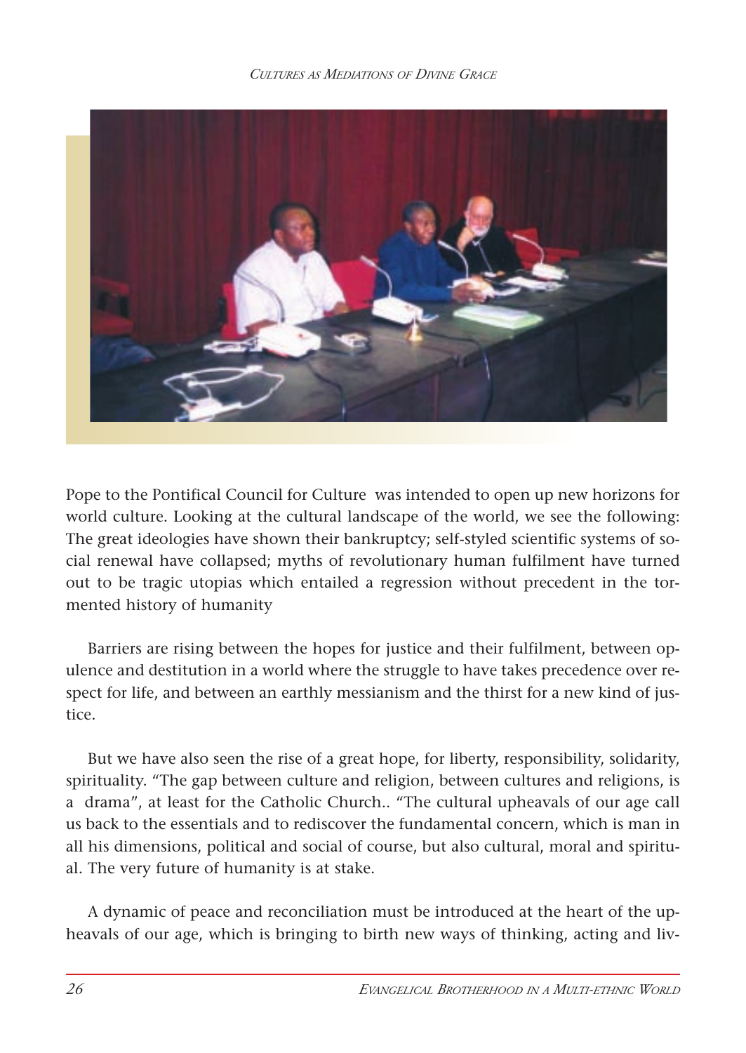Pope to the Pontifical Council for Culture  was intended to open up new horizons for world culture. Looking at the cultural landscape of the world, we see the following: The great ideologies have shown their bankruptcy; self-styled scientific systems of social renewal have collapsed; myths of revolutionary human fulfilment have turned out to be tragic utopias which entailed a regression without precedent in the tormented history of humanity

Barriers are rising between the hopes for justice and their fulfilment, between opulence and destitution in a world where the struggle to have takes precedence over respect for life, and between an earthly messianism and the thirst for a new kind of justice.

But we have also seen the rise of a great hope, for liberty, responsibility, solidarity, spirituality. "The gap between culture and religion, between cultures and religions, is a  drama", at least for the Catholic Church.. "The cultural upheavals of our age call us back to the essentials and to rediscover the fundamental concern, which is man in all his dimensions, political and social of course, but also cultural, moral and spiritual. The very future of humanity is at stake.

A dynamic of peace and reconciliation must be introduced at the heart of the upheavals of our age, which is bringing to birth new ways of thinking, acting and liv-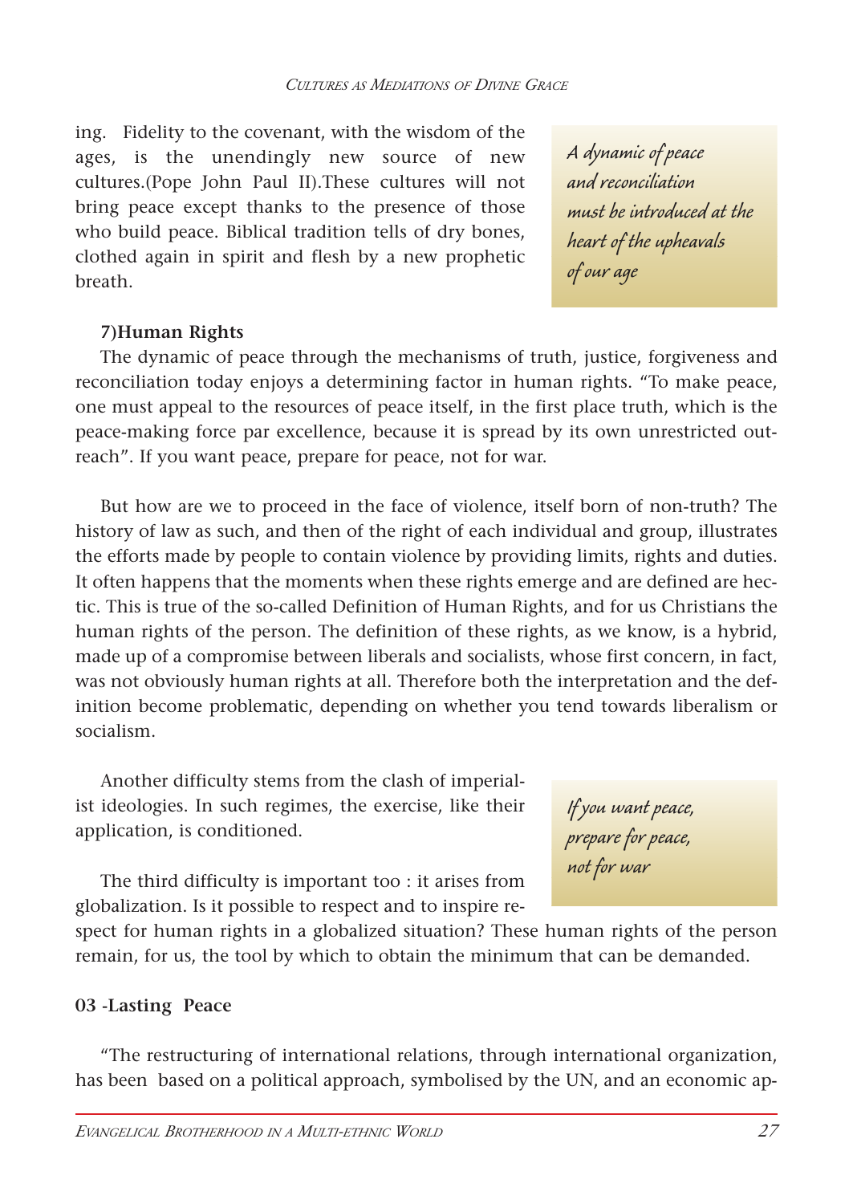ing. Fidelity to the covenant, with the wisdom of the ages, is the unendingly new source of new cultures.(Pope John Paul II).These cultures will not bring peace except thanks to the presence of those who build peace. Biblical tradition tells of dry bones, clothed again in spirit and flesh by a new prophetic breath.

*A dynamic of peace and reconciliation must be introduced at the heart of the upheavals of our age*

**7)Human Rights**

The dynamic of peace through the mechanisms of truth, justice, forgiveness and reconciliation today enjoys a determining factor in human rights. "To make peace, one must appeal to the resources of peace itself, in the first place truth, which is the peace-making force par excellence, because it is spread by its own unrestricted outreach". If you want peace, prepare for peace, not for war.

But how are we to proceed in the face of violence, itself born of non-truth? The history of law as such, and then of the right of each individual and group, illustrates the efforts made by people to contain violence by providing limits, rights and duties. It often happens that the moments when these rights emerge and are defined are hectic. This is true of the so-called Definition of Human Rights, and for us Christians the human rights of the person. The definition of these rights, as we know, is a hybrid, made up of a compromise between liberals and socialists, whose first concern, in fact, was not obviously human rights at all. Therefore both the interpretation and the definition become problematic, depending on whether you tend towards liberalism or socialism.

Another difficulty stems from the clash of imperialist ideologies. In such regimes, the exercise, like their application, is conditioned.

*If you want peace, prepare for peace, not for war*

The third difficulty is important too : it arises from globalization. Is it possible to respect and to inspire respect for human rights in a globalized situation? These human rights of the person remain, for us, the tool by which to obtain the minimum that can be demanded.

**03 -Lasting Peace**

"The restructuring of international relations, through international organization, has been based on a political approach, symbolised by the UN, and an economic ap-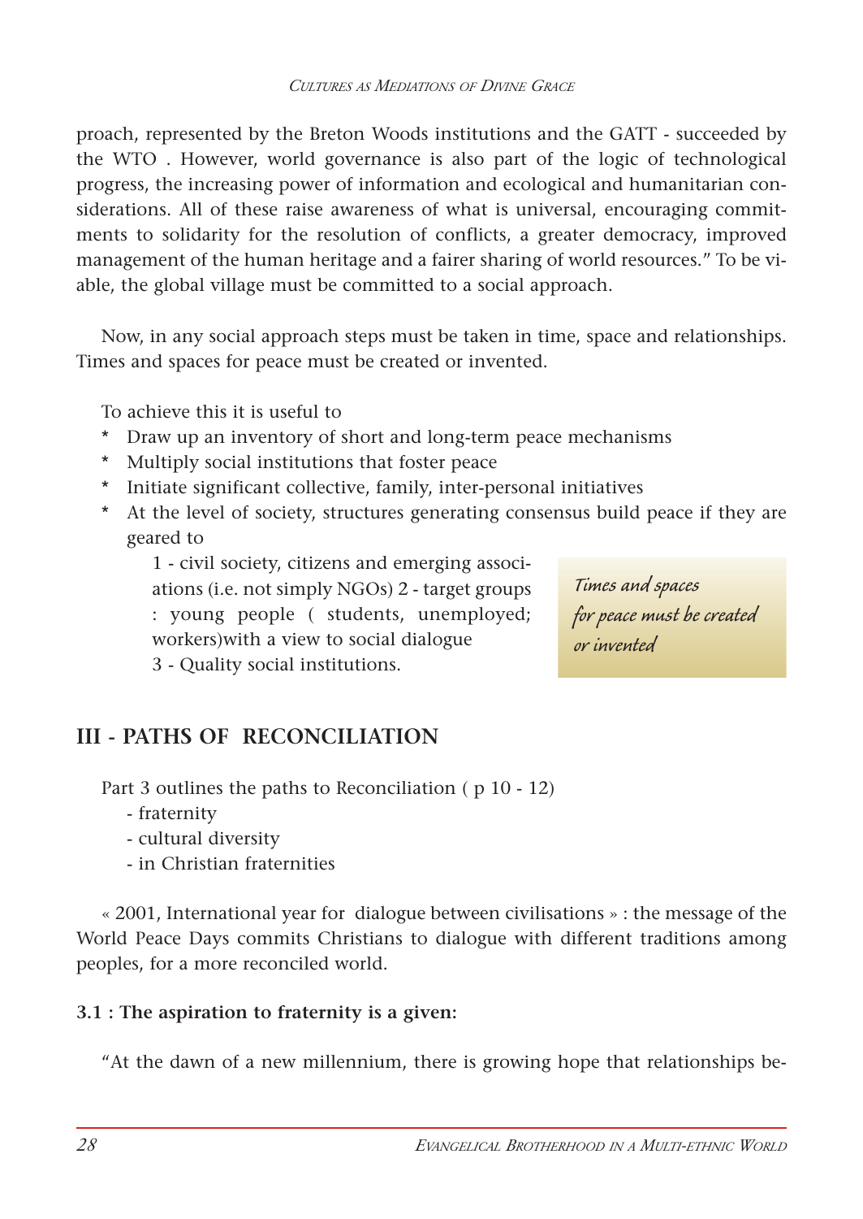proach, represented by the Breton Woods institutions and the GATT - succeeded by the WTO . However, world governance is also part of the logic of technological progress, the increasing power of information and ecological and humanitarian considerations. All of these raise awareness of what is universal, encouraging commitments to solidarity for the resolution of conflicts, a greater democracy, improved management of the human heritage and a fairer sharing of world resources." To be viable, the global village must be committed to a social approach.

Now, in any social approach steps must be taken in time, space and relationships. Times and spaces for peace must be created or invented.

To achieve this it is useful to

* Draw up an inventory of short and long-term peace mechanisms
* Multiply social institutions that foster peace
* Initiate significant collective, family, inter-personal initiatives
* At the level of society, structures generating consensus build peace if they are geared to

  1 - civil society, citizens and emerging associations (i.e. not simply NGOs) 2 - target groups : young people ( students, unemployed; workers)with a view to social dialogue

  3 - Quality social institutions.

> *Times and spaces for peace must be created or invented*

## III - PATHS OF RECONCILIATION

Part 3 outlines the paths to Reconciliation ( p 10 - 12)

- fraternity
- cultural diversity
- in Christian fraternities

« 2001, International year for dialogue between civilisations » : the message of the World Peace Days commits Christians to dialogue with different traditions among peoples, for a more reconciled world.

**3.1 : The aspiration to fraternity is a given:**

"At the dawn of a new millennium, there is growing hope that relationships be-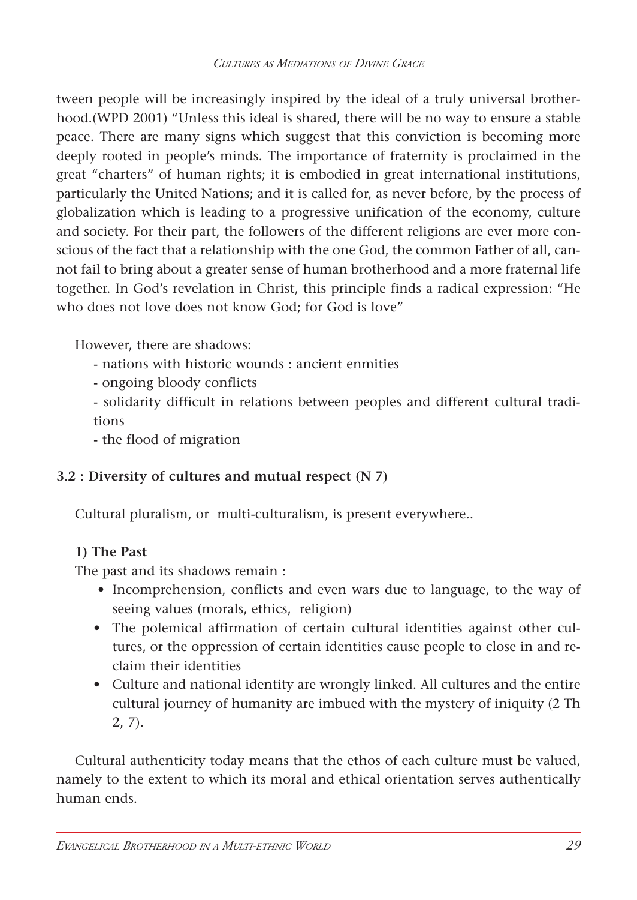tween people will be increasingly inspired by the ideal of a truly universal brotherhood.(WPD 2001) "Unless this ideal is shared, there will be no way to ensure a stable peace. There are many signs which suggest that this conviction is becoming more deeply rooted in people's minds. The importance of fraternity is proclaimed in the great "charters" of human rights; it is embodied in great international institutions, particularly the United Nations; and it is called for, as never before, by the process of globalization which is leading to a progressive unification of the economy, culture and society. For their part, the followers of the different religions are ever more conscious of the fact that a relationship with the one God, the common Father of all, cannot fail to bring about a greater sense of human brotherhood and a more fraternal life together. In God's revelation in Christ, this principle finds a radical expression: "He who does not love does not know God; for God is love"

However, there are shadows:

- nations with historic wounds : ancient enmities
- ongoing bloody conflicts
- solidarity difficult in relations between peoples and different cultural traditions
- the flood of migration

**3.2 : Diversity of cultures and mutual respect (N 7)**

Cultural pluralism, or multi-culturalism, is present everywhere..

**1) The Past**

The past and its shadows remain :

- Incomprehension, conflicts and even wars due to language, to the way of seeing values (morals, ethics, religion)
- The polemical affirmation of certain cultural identities against other cultures, or the oppression of certain identities cause people to close in and reclaim their identities
- Culture and national identity are wrongly linked. All cultures and the entire cultural journey of humanity are imbued with the mystery of iniquity (2 Th 2, 7).

Cultural authenticity today means that the ethos of each culture must be valued, namely to the extent to which its moral and ethical orientation serves authentically human ends.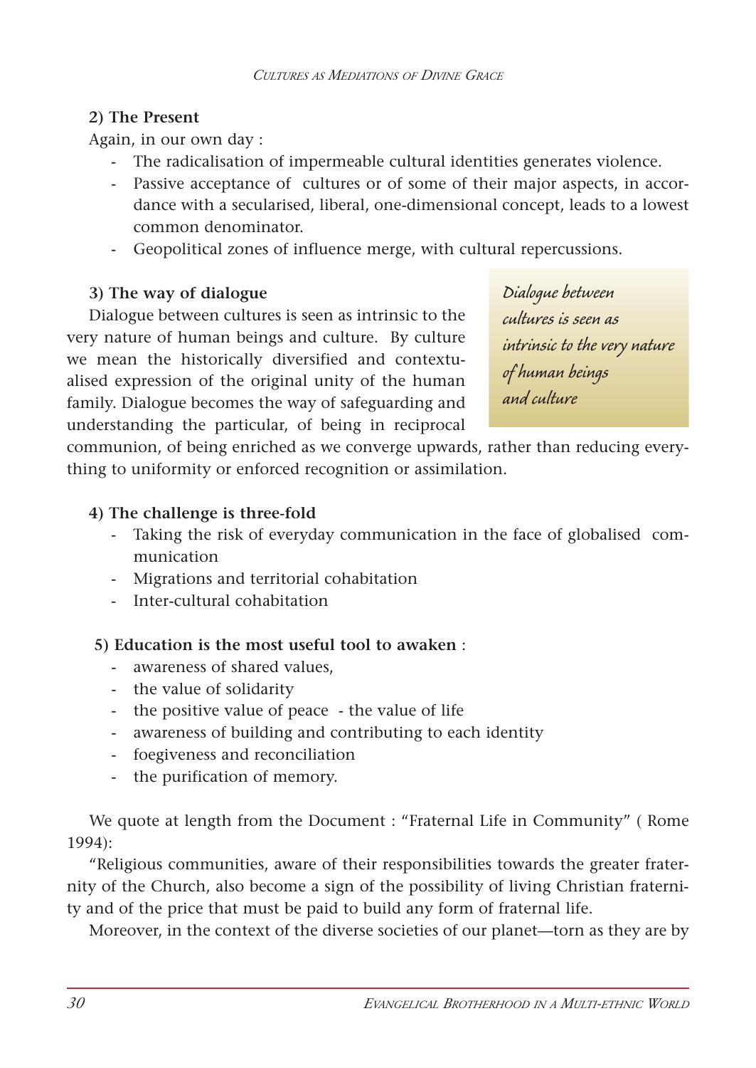**2) The Present**

Again, in our own day :

- The radicalisation of impermeable cultural identities generates violence.
- Passive acceptance of cultures or of some of their major aspects, in accordance with a secularised, liberal, one-dimensional concept, leads to a lowest common denominator.
- Geopolitical zones of influence merge, with cultural repercussions.

**3) The way of dialogue**

Dialogue between cultures is seen as intrinsic to the very nature of human beings and culture. By culture we mean the historically diversified and contextualised expression of the original unity of the human family. Dialogue becomes the way of safeguarding and understanding the particular, of being in reciprocal communion, of being enriched as we converge upwards, rather than reducing everything to uniformity or enforced recognition or assimilation.

*Dialogue between cultures is seen as intrinsic to the very nature of human beings and culture*

**4) The challenge is three-fold**

- Taking the risk of everyday communication in the face of globalised communication
- Migrations and territorial cohabitation
- Inter-cultural cohabitation

**5) Education is the most useful tool to awaken** :

- awareness of shared values,
- the value of solidarity
- the positive value of peace - the value of life
- awareness of building and contributing to each identity
- foegiveness and reconciliation
- the purification of memory.

We quote at length from the Document : "Fraternal Life in Community" ( Rome 1994):

"Religious communities, aware of their responsibilities towards the greater fraternity of the Church, also become a sign of the possibility of living Christian fraternity and of the price that must be paid to build any form of fraternal life.

Moreover, in the context of the diverse societies of our planet—torn as they are by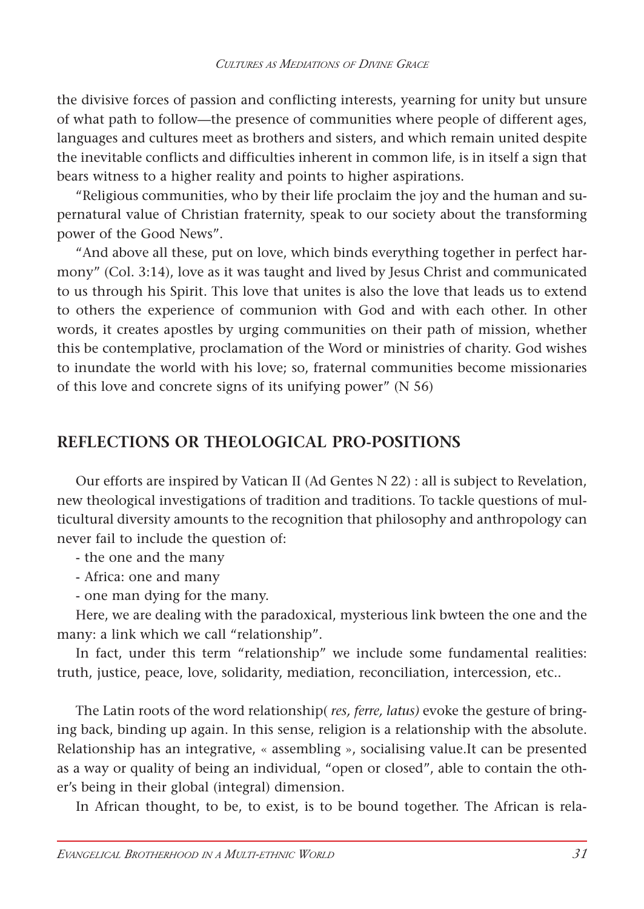the divisive forces of passion and conflicting interests, yearning for unity but unsure of what path to follow—the presence of communities where people of different ages, languages and cultures meet as brothers and sisters, and which remain united despite the inevitable conflicts and difficulties inherent in common life, is in itself a sign that bears witness to a higher reality and points to higher aspirations.

"Religious communities, who by their life proclaim the joy and the human and supernatural value of Christian fraternity, speak to our society about the transforming power of the Good News".

"And above all these, put on love, which binds everything together in perfect harmony" (Col. 3:14), love as it was taught and lived by Jesus Christ and communicated to us through his Spirit. This love that unites is also the love that leads us to extend to others the experience of communion with God and with each other. In other words, it creates apostles by urging communities on their path of mission, whether this be contemplative, proclamation of the Word or ministries of charity. God wishes to inundate the world with his love; so, fraternal communities become missionaries of this love and concrete signs of its unifying power" (N 56)

## REFLECTIONS OR THEOLOGICAL PRO-POSITIONS

Our efforts are inspired by Vatican II (Ad Gentes N 22) : all is subject to Revelation, new theological investigations of tradition and traditions. To tackle questions of multicultural diversity amounts to the recognition that philosophy and anthropology can never fail to include the question of:

- the one and the many
- Africa: one and many
- one man dying for the many.

Here, we are dealing with the paradoxical, mysterious link bwteen the one and the many: a link which we call "relationship".

In fact, under this term "relationship" we include some fundamental realities: truth, justice, peace, love, solidarity, mediation, reconciliation, intercession, etc..

The Latin roots of the word relationship( *res, ferre, latus)* evoke the gesture of bringing back, binding up again. In this sense, religion is a relationship with the absolute. Relationship has an integrative, « assembling », socialising value.It can be presented as a way or quality of being an individual, "open or closed", able to contain the other's being in their global (integral) dimension.

In African thought, to be, to exist, is to be bound together. The African is rela-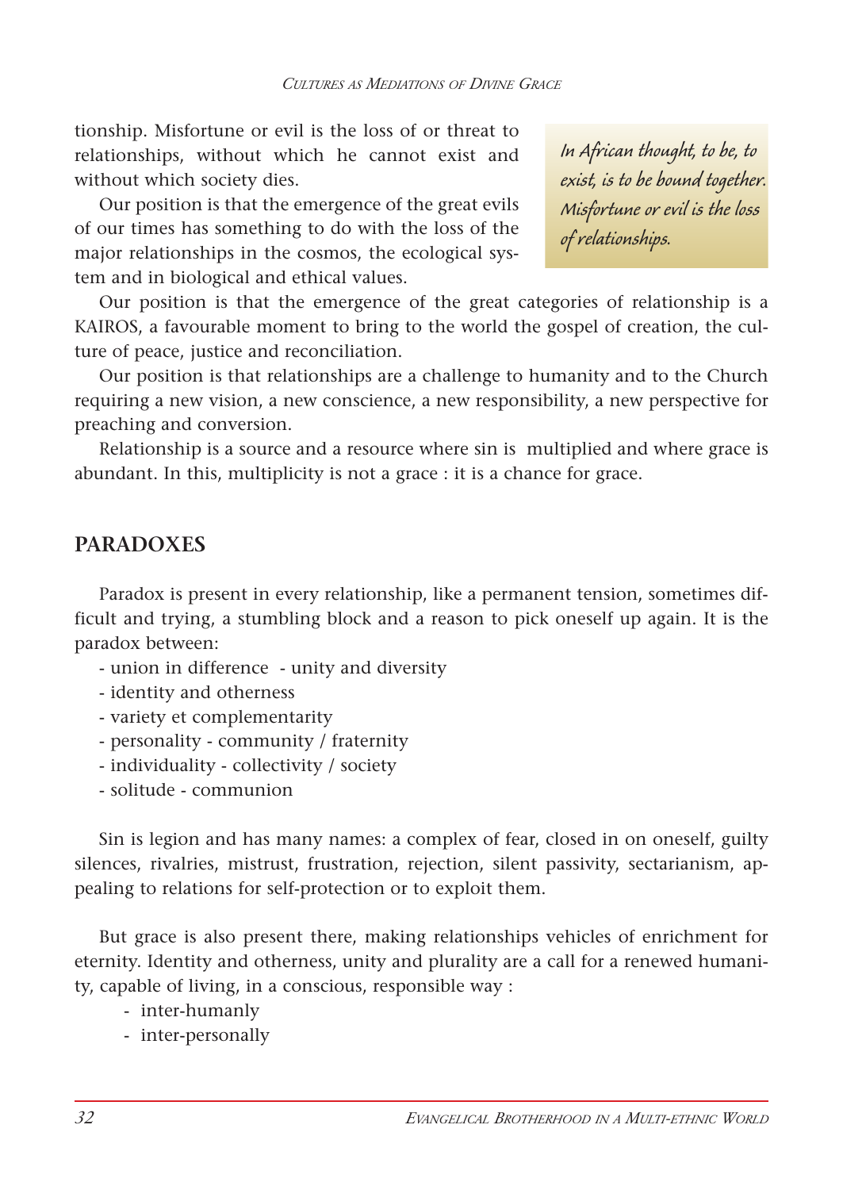tionship. Misfortune or evil is the loss of or threat to relationships, without which he cannot exist and without which society dies.

> *In African thought, to be, to exist, is to be bound together. Misfortune or evil is the loss of relationships.*

Our position is that the emergence of the great evils of our times has something to do with the loss of the major relationships in the cosmos, the ecological system and in biological and ethical values.

Our position is that the emergence of the great categories of relationship is a KAIROS, a favourable moment to bring to the world the gospel of creation, the culture of peace, justice and reconciliation.

Our position is that relationships are a challenge to humanity and to the Church requiring a new vision, a new conscience, a new responsibility, a new perspective for preaching and conversion.

Relationship is a source and a resource where sin is multiplied and where grace is abundant. In this, multiplicity is not a grace : it is a chance for grace.

## PARADOXES

Paradox is present in every relationship, like a permanent tension, sometimes difficult and trying, a stumbling block and a reason to pick oneself up again. It is the paradox between:

- union in difference - unity and diversity
- identity and otherness
- variety et complementarity
- personality - community / fraternity
- individuality - collectivity / society
- solitude - communion

Sin is legion and has many names: a complex of fear, closed in on oneself, guilty silences, rivalries, mistrust, frustration, rejection, silent passivity, sectarianism, appealing to relations for self-protection or to exploit them.

But grace is also present there, making relationships vehicles of enrichment for eternity. Identity and otherness, unity and plurality are a call for a renewed humanity, capable of living, in a conscious, responsible way :

- inter-humanly
- inter-personally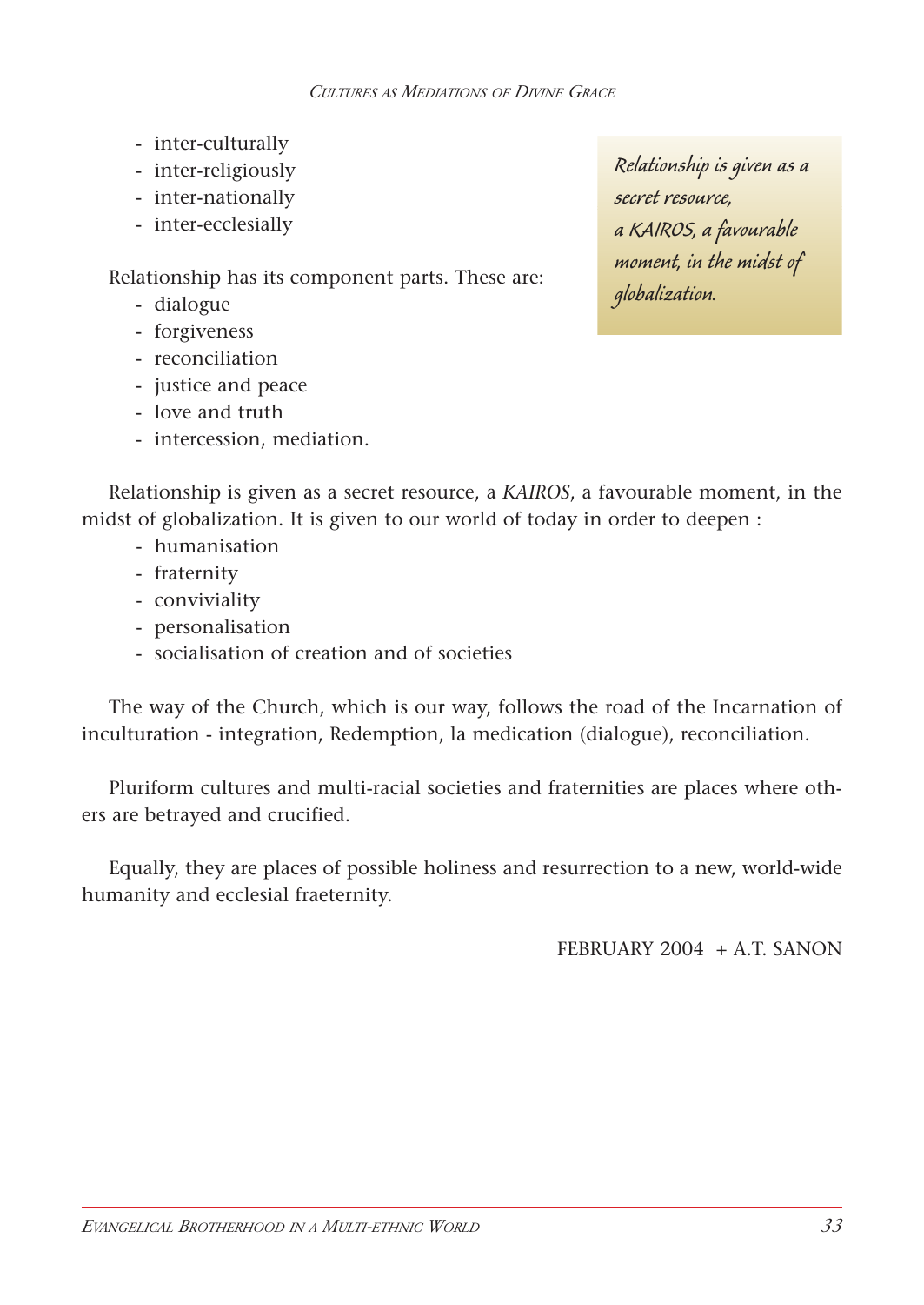- inter-culturally
- inter-religiously
- inter-nationally
- inter-ecclesially

> *Relationship is given as a secret resource, a KAIROS, a favourable moment, in the midst of globalization.*

Relationship has its component parts. These are:

- dialogue
- forgiveness
- reconciliation
- justice and peace
- love and truth
- intercession, mediation.

Relationship is given as a secret resource, a *KAIROS*, a favourable moment, in the midst of globalization. It is given to our world of today in order to deepen :

- humanisation
- fraternity
- conviviality
- personalisation
- socialisation of creation and of societies

The way of the Church, which is our way, follows the road of the Incarnation of inculturation - integration, Redemption, la medication (dialogue), reconciliation.

Pluriform cultures and multi-racial societies and fraternities are places where others are betrayed and crucified.

Equally, they are places of possible holiness and resurrection to a new, world-wide humanity and ecclesial fraeternity.

FEBRUARY 2004 + A.T. SANON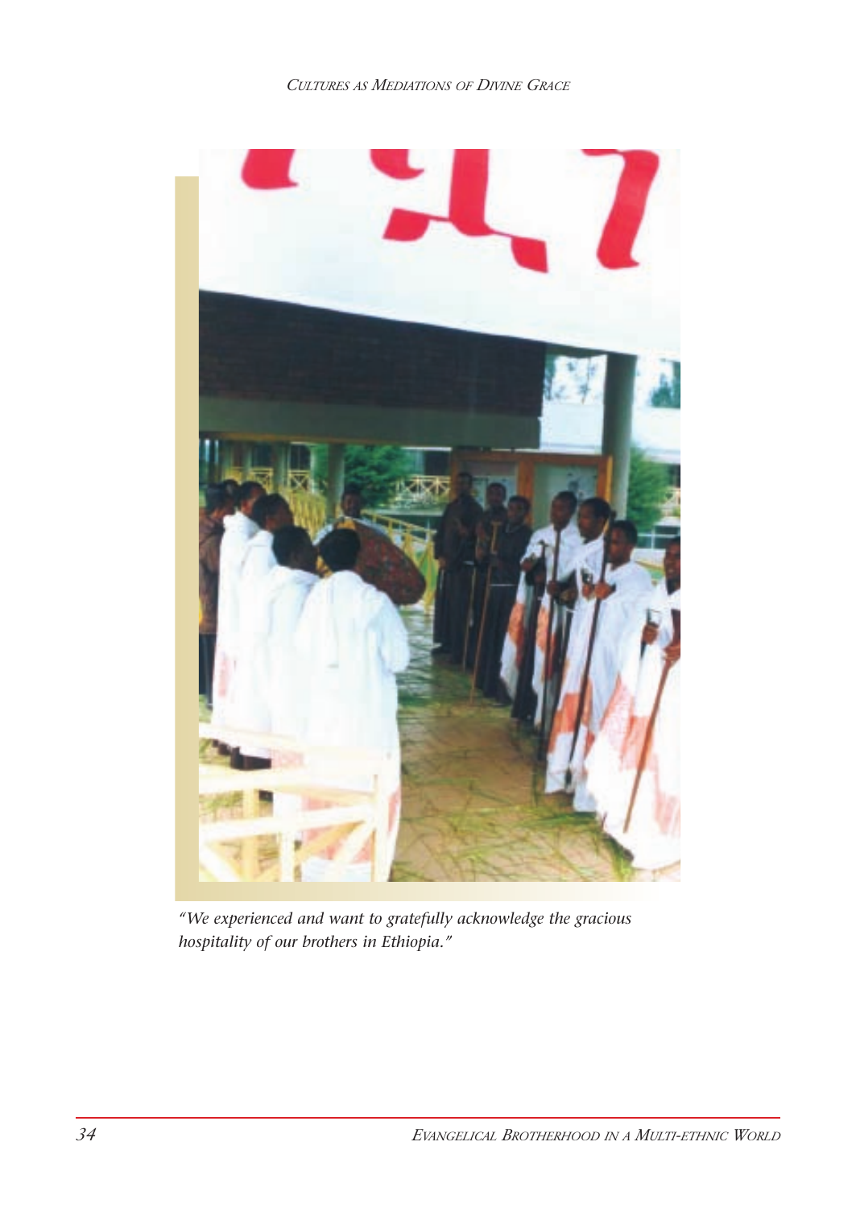*"We experienced and want to gratefully acknowledge the gracious hospitality of our brothers in Ethiopia."*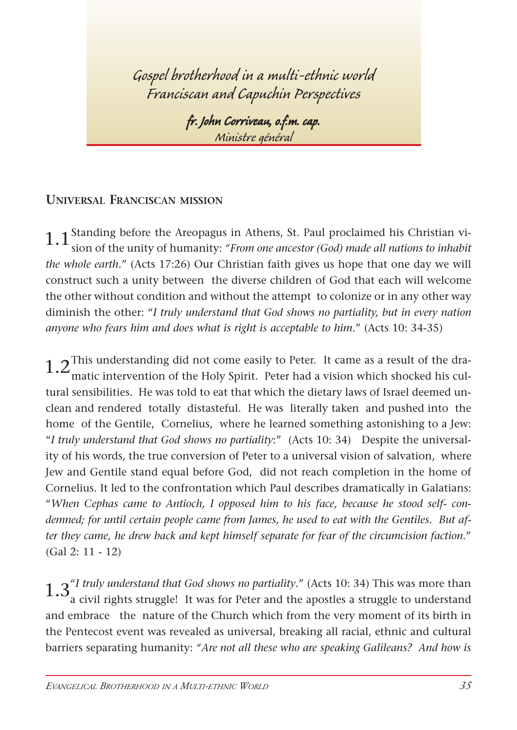# Gospel brotherhood in a multi-ethnic world
## Franciscan and Capuchin Perspectives

***fr. John Corriveau, o.f.m. cap.***
*Ministre général*

## UNIVERSAL FRANCISCAN MISSION

1.1 Standing before the Areopagus in Athens, St. Paul proclaimed his Christian vision of the unity of humanity: *"From one ancestor (God) made all nations to inhabit the whole earth."* (Acts 17:26) Our Christian faith gives us hope that one day we will construct such a unity between the diverse children of God that each will welcome the other without condition and without the attempt to colonize or in any other way diminish the other: "*I truly understand that God shows no partiality, but in every nation anyone who fears him and does what is right is acceptable to him*." (Acts 10: 34-35)

1.2 This understanding did not come easily to Peter. It came as a result of the dramatic intervention of the Holy Spirit. Peter had a vision which shocked his cultural sensibilities. He was told to eat that which the dietary laws of Israel deemed unclean and rendered totally distasteful. He was literally taken and pushed into the home of the Gentile, Cornelius, where he learned something astonishing to a Jew: "*I truly understand that God shows no partiality*:" (Acts 10: 34) Despite the universality of his words, the true conversion of Peter to a universal vision of salvation, where Jew and Gentile stand equal before God, did not reach completion in the home of Cornelius. It led to the confrontation which Paul describes dramatically in Galatians: "*When Cephas came to Antioch, I opposed him to his face, because he stood self- condemned; for until certain people came from James, he used to eat with the Gentiles. But after they came, he drew back and kept himself separate for fear of the circumcision faction*." (Gal 2: 11 - 12)

1.3 "*I truly understand that God shows no partiality*." (Acts 10: 34) This was more than a civil rights struggle! It was for Peter and the apostles a struggle to understand and embrace the nature of the Church which from the very moment of its birth in the Pentecost event was revealed as universal, breaking all racial, ethnic and cultural barriers separating humanity: *"Are not all these who are speaking Galileans? And how is*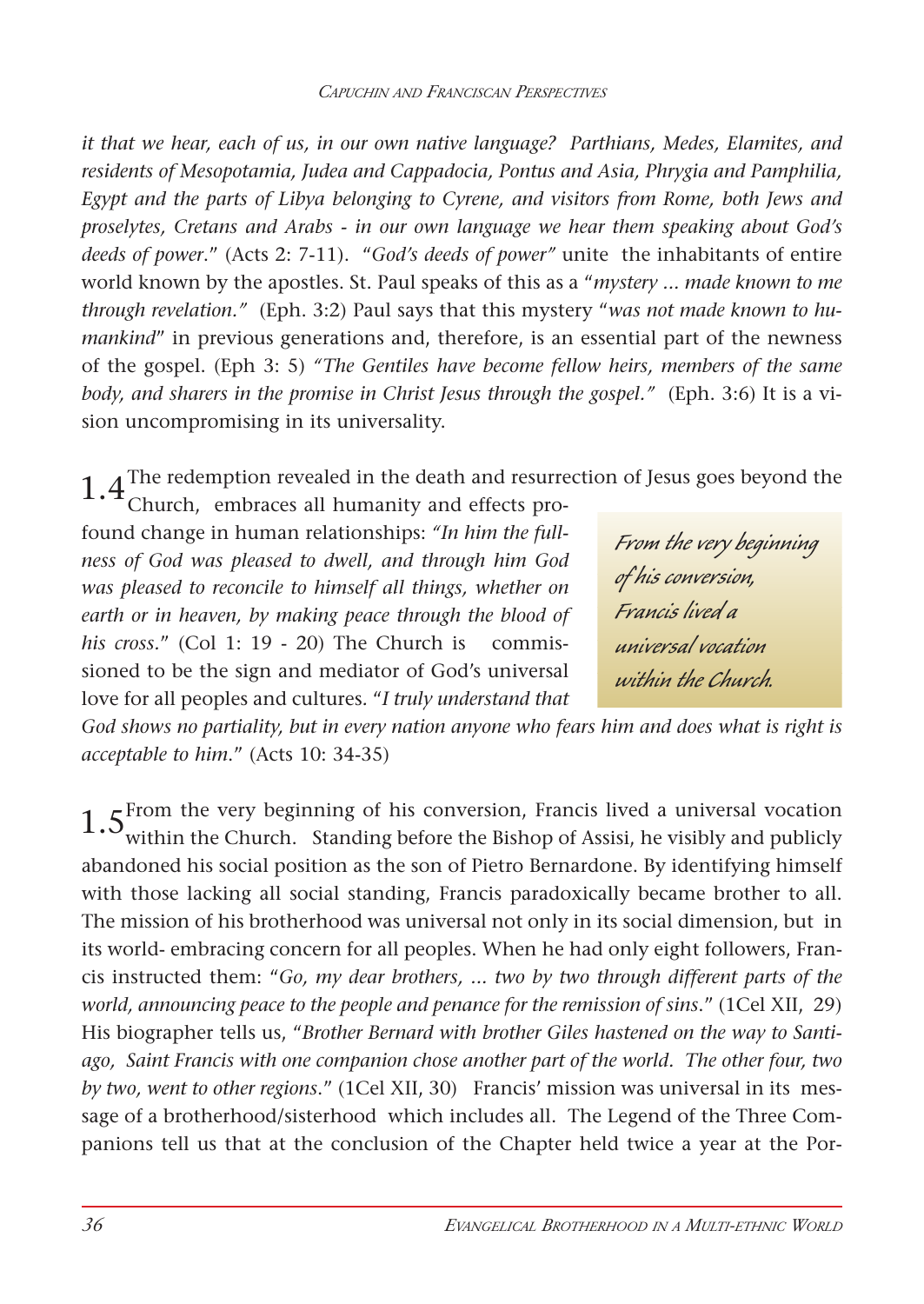*it that we hear, each of us, in our own native language? Parthians, Medes, Elamites, and residents of Mesopotamia, Judea and Cappadocia, Pontus and Asia, Phrygia and Pamphilia, Egypt and the parts of Libya belonging to Cyrene, and visitors from Rome, both Jews and proselytes, Cretans and Arabs - in our own language we hear them speaking about God's deeds of power*." (Acts 2: 7-11). "*God's deeds of power*" unite the inhabitants of entire world known by the apostles. St. Paul speaks of this as a "*mystery ... made known to me through revelation.*" (Eph. 3:2) Paul says that this mystery "*was not made known to humankind*" in previous generations and, therefore, is an essential part of the newness of the gospel. (Eph 3: 5) *"The Gentiles have become fellow heirs, members of the same body, and sharers in the promise in Christ Jesus through the gospel."* (Eph. 3:6) It is a vision uncompromising in its universality.

1.4 The redemption revealed in the death and resurrection of Jesus goes beyond the Church, embraces all humanity and effects profound change in human relationships: *"In him the fullness of God was pleased to dwell, and through him God was pleased to reconcile to himself all things, whether on earth or in heaven, by making peace through the blood of his cross*." (Col 1: 19 - 20) The Church is commissioned to be the sign and mediator of God's universal love for all peoples and cultures. "*I truly understand that God shows no partiality, but in every nation anyone who fears him and does what is right is acceptable to him*." (Acts 10: 34-35)

> *From the very beginning of his conversion, Francis lived a universal vocation within the Church.*

1.5 From the very beginning of his conversion, Francis lived a universal vocation within the Church. Standing before the Bishop of Assisi, he visibly and publicly abandoned his social position as the son of Pietro Bernardone. By identifying himself with those lacking all social standing, Francis paradoxically became brother to all. The mission of his brotherhood was universal not only in its social dimension, but in its world- embracing concern for all peoples. When he had only eight followers, Francis instructed them: "*Go, my dear brothers, ... two by two through different parts of the world, announcing peace to the people and penance for the remission of sins*." (1Cel XII, 29) His biographer tells us, "*Brother Bernard with brother Giles hastened on the way to Santiago, Saint Francis with one companion chose another part of the world. The other four, two by two, went to other regions*." (1Cel XII, 30) Francis' mission was universal in its message of a brotherhood/sisterhood which includes all. The Legend of the Three Companions tell us that at the conclusion of the Chapter held twice a year at the Por-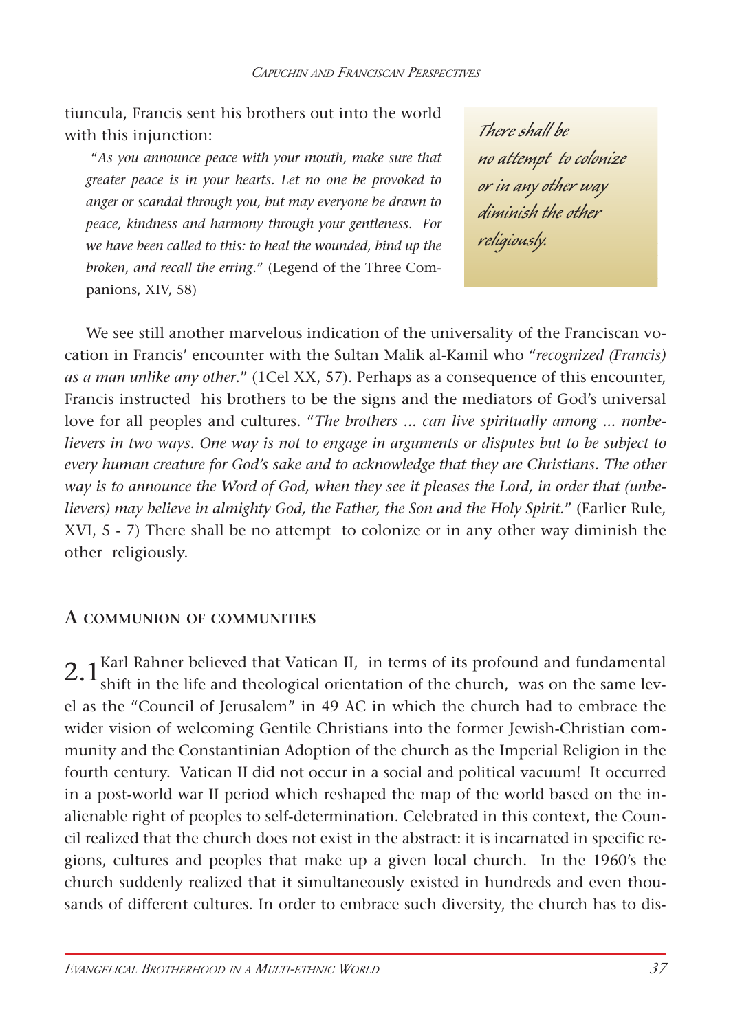tiuncula, Francis sent his brothers out into the world with this injunction:

> "*As you announce peace with your mouth, make sure that greater peace is in your hearts. Let no one be provoked to anger or scandal through you, but may everyone be drawn to peace, kindness and harmony through your gentleness. For we have been called to this: to heal the wounded, bind up the broken, and recall the erring.*" (Legend of the Three Companions, XIV, 58)

> *There shall be no attempt to colonize or in any other way diminish the other religiously.*

We see still another marvelous indication of the universality of the Franciscan vocation in Francis' encounter with the Sultan Malik al-Kamil who "*recognized (Francis) as a man unlike any other.*" (1Cel XX, 57). Perhaps as a consequence of this encounter, Francis instructed his brothers to be the signs and the mediators of God's universal love for all peoples and cultures. "*The brothers ... can live spiritually among ... nonbelievers in two ways. One way is not to engage in arguments or disputes but to be subject to every human creature for God's sake and to acknowledge that they are Christians. The other way is to announce the Word of God, when they see it pleases the Lord, in order that (unbelievers) may believe in almighty God, the Father, the Son and the Holy Spirit.*" (Earlier Rule, XVI, 5 - 7) There shall be no attempt to colonize or in any other way diminish the other religiously.

## A communion of communities

2.1 Karl Rahner believed that Vatican II, in terms of its profound and fundamental shift in the life and theological orientation of the church, was on the same level as the "Council of Jerusalem" in 49 AC in which the church had to embrace the wider vision of welcoming Gentile Christians into the former Jewish-Christian community and the Constantinian Adoption of the church as the Imperial Religion in the fourth century. Vatican II did not occur in a social and political vacuum! It occurred in a post-world war II period which reshaped the map of the world based on the inalienable right of peoples to self-determination. Celebrated in this context, the Council realized that the church does not exist in the abstract: it is incarnated in specific regions, cultures and peoples that make up a given local church. In the 1960's the church suddenly realized that it simultaneously existed in hundreds and even thousands of different cultures. In order to embrace such diversity, the church has to dis-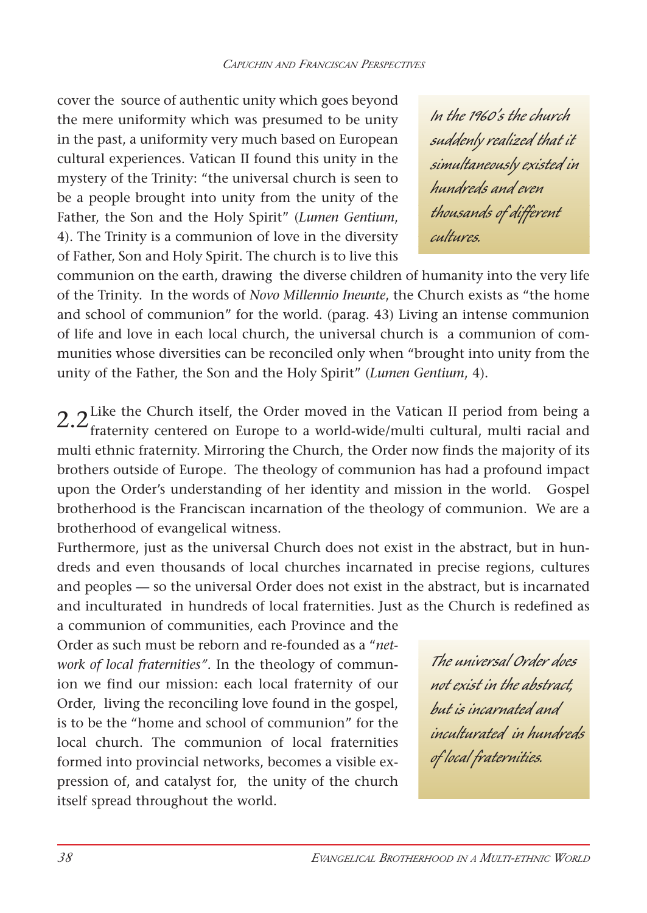cover the source of authentic unity which goes beyond the mere uniformity which was presumed to be unity in the past, a uniformity very much based on European cultural experiences. Vatican II found this unity in the mystery of the Trinity: "the universal church is seen to be a people brought into unity from the unity of the Father, the Son and the Holy Spirit" (*Lumen Gentium*, 4). The Trinity is a communion of love in the diversity of Father, Son and Holy Spirit. The church is to live this communion on the earth, drawing the diverse children of humanity into the very life of the Trinity. In the words of *Novo Millennio Ineunte*, the Church exists as "the home and school of communion" for the world. (parag. 43) Living an intense communion of life and love in each local church, the universal church is a communion of communities whose diversities can be reconciled only when "brought into unity from the unity of the Father, the Son and the Holy Spirit" (*Lumen Gentium*, 4).

> *In the 1960's the church suddenly realized that it simultaneously existed in hundreds and even thousands of different cultures.*

2.2 Like the Church itself, the Order moved in the Vatican II period from being a fraternity centered on Europe to a world-wide/multi cultural, multi racial and multi ethnic fraternity. Mirroring the Church, the Order now finds the majority of its brothers outside of Europe. The theology of communion has had a profound impact upon the Order's understanding of her identity and mission in the world. Gospel brotherhood is the Franciscan incarnation of the theology of communion. We are a brotherhood of evangelical witness.

Furthermore, just as the universal Church does not exist in the abstract, but in hundreds and even thousands of local churches incarnated in precise regions, cultures and peoples — so the universal Order does not exist in the abstract, but is incarnated and inculturated in hundreds of local fraternities. Just as the Church is redefined as a communion of communities, each Province and the Order as such must be reborn and re-founded as a "*network of local fraternities"*. In the theology of communion we find our mission: each local fraternity of our Order, living the reconciling love found in the gospel, is to be the "home and school of communion" for the local church. The communion of local fraternities formed into provincial networks, becomes a visible expression of, and catalyst for, the unity of the church itself spread throughout the world.

> *The universal Order does not exist in the abstract, but is incarnated and inculturated in hundreds of local fraternities.*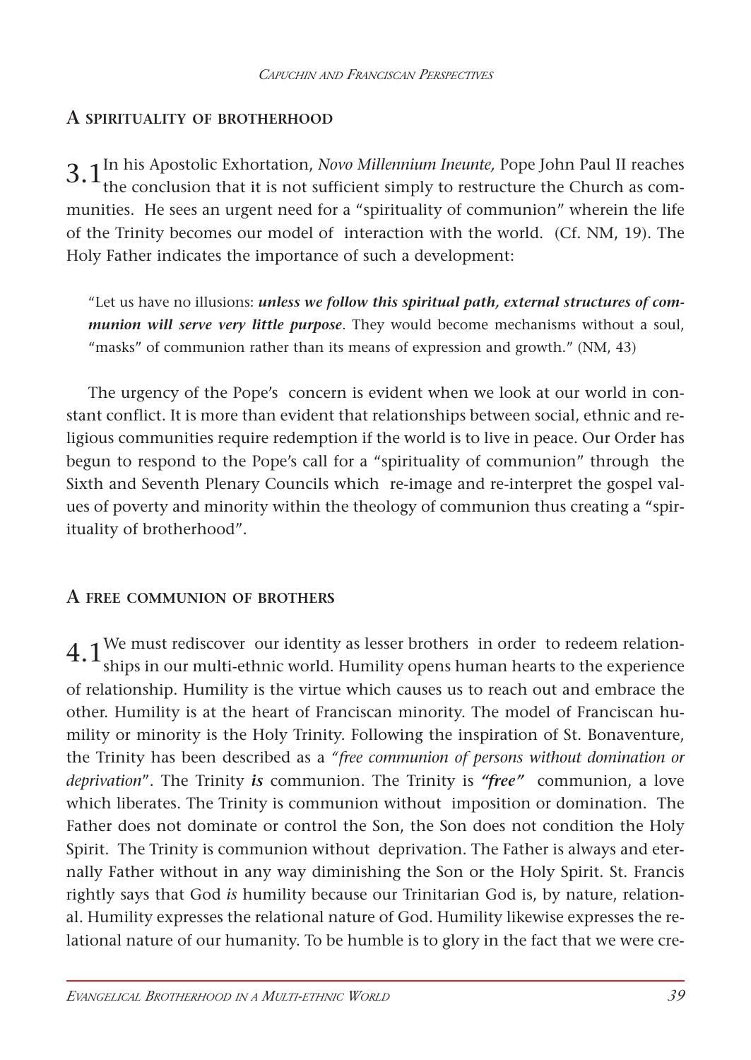## A spirituality of brotherhood

3.1 In his Apostolic Exhortation, *Novo Millennium Ineunte,* Pope John Paul II reaches the conclusion that it is not sufficient simply to restructure the Church as communities. He sees an urgent need for a "spirituality of communion" wherein the life of the Trinity becomes our model of interaction with the world. (Cf. NM, 19). The Holy Father indicates the importance of such a development:

> "Let us have no illusions: ***unless we follow this spiritual path, external structures of communion will serve very little purpose***. They would become mechanisms without a soul, "masks" of communion rather than its means of expression and growth." (NM, 43)

The urgency of the Pope's concern is evident when we look at our world in constant conflict. It is more than evident that relationships between social, ethnic and religious communities require redemption if the world is to live in peace. Our Order has begun to respond to the Pope's call for a "spirituality of communion" through the Sixth and Seventh Plenary Councils which re-image and re-interpret the gospel values of poverty and minority within the theology of communion thus creating a "spirituality of brotherhood".

## A free communion of brothers

4.1 We must rediscover our identity as lesser brothers in order to redeem relationships in our multi-ethnic world. Humility opens human hearts to the experience of relationship. Humility is the virtue which causes us to reach out and embrace the other. Humility is at the heart of Franciscan minority. The model of Franciscan humility or minority is the Holy Trinity. Following the inspiration of St. Bonaventure, the Trinity has been described as a *"free communion of persons without domination or deprivation*". The Trinity ***is*** communion. The Trinity is ***"free"*** communion, a love which liberates. The Trinity is communion without imposition or domination. The Father does not dominate or control the Son, the Son does not condition the Holy Spirit. The Trinity is communion without deprivation. The Father is always and eternally Father without in any way diminishing the Son or the Holy Spirit. St. Francis rightly says that God *is* humility because our Trinitarian God is, by nature, relational. Humility expresses the relational nature of God. Humility likewise expresses the relational nature of our humanity. To be humble is to glory in the fact that we were cre-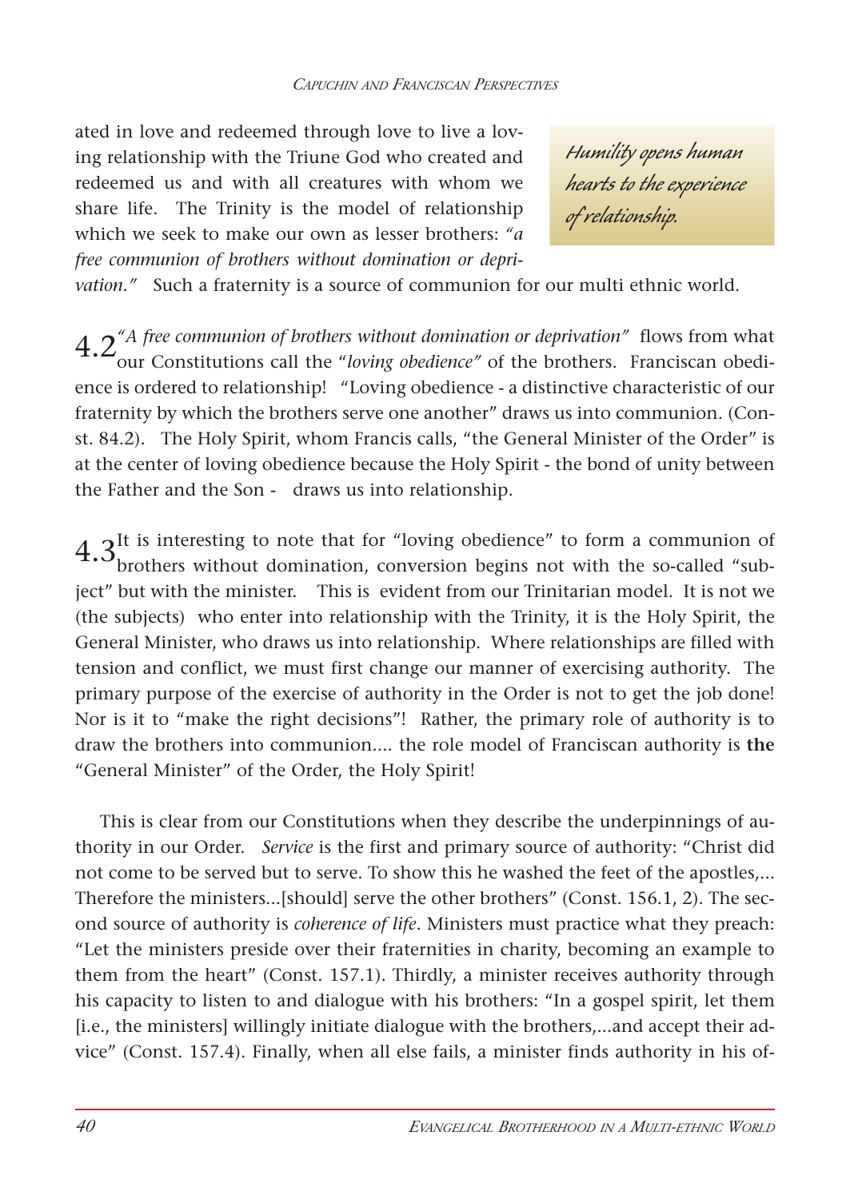ated in love and redeemed through love to live a loving relationship with the Triune God who created and redeemed us and with all creatures with whom we share life. The Trinity is the model of relationship which we seek to make our own as lesser brothers: *"a free communion of brothers without domination or deprivation."* Such a fraternity is a source of communion for our multi ethnic world.

> *Humility opens human hearts to the experience of relationship.*

4.2 *"A free communion of brothers without domination or deprivation"* flows from what our Constitutions call the "*loving obedience"* of the brothers. Franciscan obedience is ordered to relationship! "Loving obedience - a distinctive characteristic of our fraternity by which the brothers serve one another" draws us into communion. (Const. 84.2). The Holy Spirit, whom Francis calls, "the General Minister of the Order" is at the center of loving obedience because the Holy Spirit - the bond of unity between the Father and the Son - draws us into relationship.

4.3 It is interesting to note that for "loving obedience" to form a communion of brothers without domination, conversion begins not with the so-called "subject" but with the minister. This is evident from our Trinitarian model. It is not we (the subjects) who enter into relationship with the Trinity, it is the Holy Spirit, the General Minister, who draws us into relationship. Where relationships are filled with tension and conflict, we must first change our manner of exercising authority. The primary purpose of the exercise of authority in the Order is not to get the job done! Nor is it to "make the right decisions"! Rather, the primary role of authority is to draw the brothers into communion.... the role model of Franciscan authority is **the** "General Minister" of the Order, the Holy Spirit!

This is clear from our Constitutions when they describe the underpinnings of authority in our Order. *Service* is the first and primary source of authority: "Christ did not come to be served but to serve. To show this he washed the feet of the apostles,... Therefore the ministers...[should] serve the other brothers" (Const. 156.1, 2). The second source of authority is *coherence of life*. Ministers must practice what they preach: "Let the ministers preside over their fraternities in charity, becoming an example to them from the heart" (Const. 157.1). Thirdly, a minister receives authority through his capacity to listen to and dialogue with his brothers: "In a gospel spirit, let them [i.e., the ministers] willingly initiate dialogue with the brothers,...and accept their advice" (Const. 157.4). Finally, when all else fails, a minister finds authority in his of-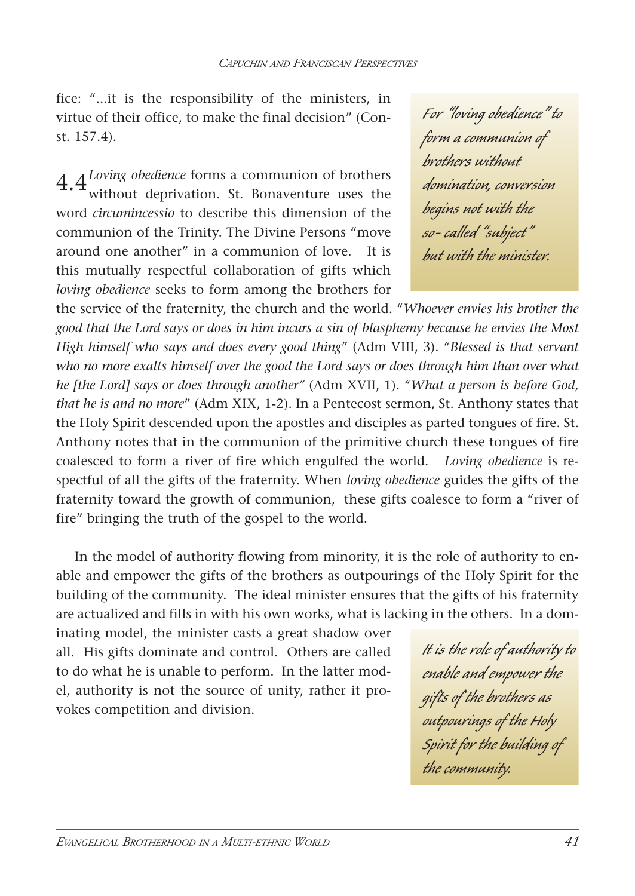fice: "...it is the responsibility of the ministers, in virtue of their office, to make the final decision" (Const. 157.4).

*For "loving obedience" to form a communion of brothers without domination, conversion begins not with the so- called "subject" but with the minister.*

4.4 *Loving obedience* forms a communion of brothers without deprivation. St. Bonaventure uses the word *circumincessio* to describe this dimension of the communion of the Trinity. The Divine Persons "move around one another" in a communion of love. It is this mutually respectful collaboration of gifts which *loving obedience* seeks to form among the brothers for the service of the fraternity, the church and the world. "*Whoever envies his brother the good that the Lord says or does in him incurs a sin of blasphemy because he envies the Most High himself who says and does every good thing*" (Adm VIII, 3). *"Blessed is that servant who no more exalts himself over the good the Lord says or does through him than over what he [the Lord] says or does through another"* (Adm XVII, 1). *"What a person is before God, that he is and no more*" (Adm XIX, 1-2). In a Pentecost sermon, St. Anthony states that the Holy Spirit descended upon the apostles and disciples as parted tongues of fire. St. Anthony notes that in the communion of the primitive church these tongues of fire coalesced to form a river of fire which engulfed the world. *Loving obedience* is respectful of all the gifts of the fraternity. When *loving obedience* guides the gifts of the fraternity toward the growth of communion, these gifts coalesce to form a "river of fire" bringing the truth of the gospel to the world.

In the model of authority flowing from minority, it is the role of authority to enable and empower the gifts of the brothers as outpourings of the Holy Spirit for the building of the community. The ideal minister ensures that the gifts of his fraternity are actualized and fills in with his own works, what is lacking in the others. In a dominating model, the minister casts a great shadow over all. His gifts dominate and control. Others are called to do what he is unable to perform. In the latter model, authority is not the source of unity, rather it provokes competition and division.

*It is the role of authority to enable and empower the gifts of the brothers as outpourings of the Holy Spirit for the building of the community.*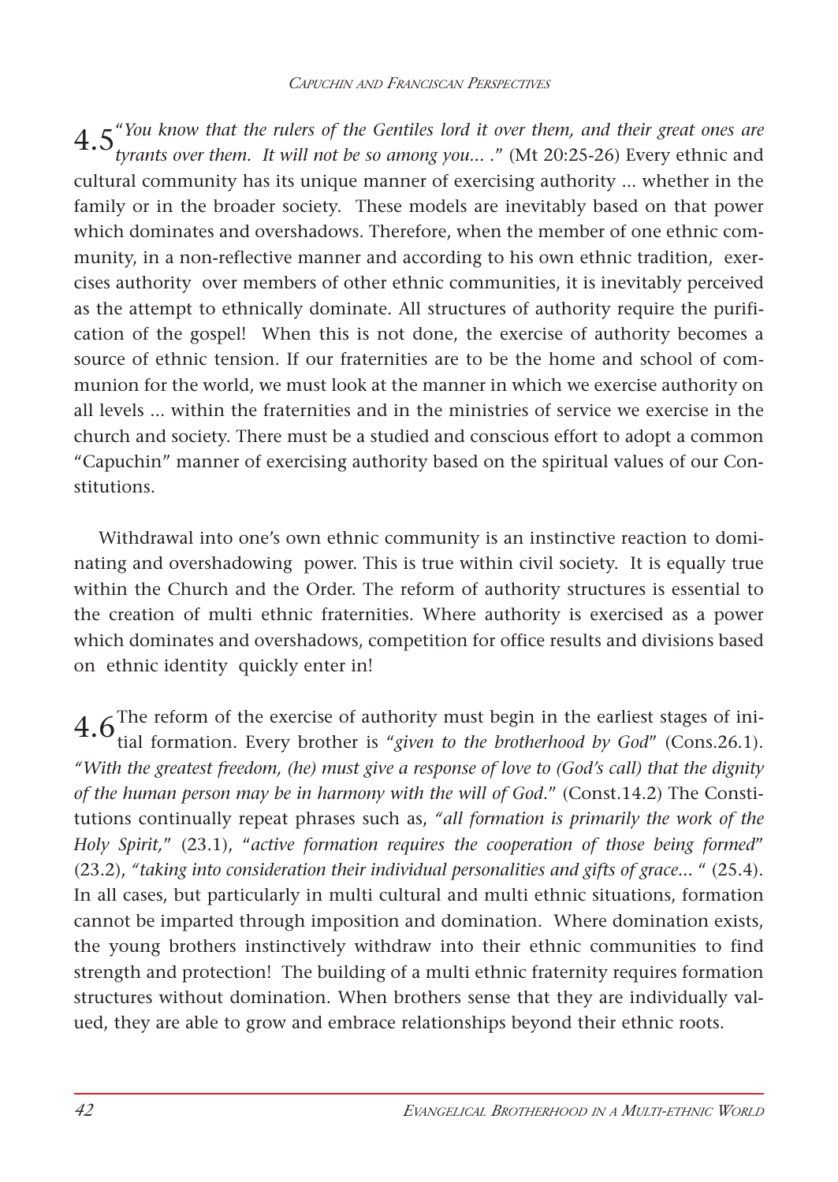4.5 "*You know that the rulers of the Gentiles lord it over them, and their great ones are tyrants over them. It will not be so among you... .*" (Mt 20:25-26) Every ethnic and cultural community has its unique manner of exercising authority ... whether in the family or in the broader society. These models are inevitably based on that power which dominates and overshadows. Therefore, when the member of one ethnic community, in a non-reflective manner and according to his own ethnic tradition, exercises authority over members of other ethnic communities, it is inevitably perceived as the attempt to ethnically dominate. All structures of authority require the purification of the gospel! When this is not done, the exercise of authority becomes a source of ethnic tension. If our fraternities are to be the home and school of communion for the world, we must look at the manner in which we exercise authority on all levels ... within the fraternities and in the ministries of service we exercise in the church and society. There must be a studied and conscious effort to adopt a common "Capuchin" manner of exercising authority based on the spiritual values of our Constitutions.

Withdrawal into one's own ethnic community is an instinctive reaction to dominating and overshadowing power. This is true within civil society. It is equally true within the Church and the Order. The reform of authority structures is essential to the creation of multi ethnic fraternities. Where authority is exercised as a power which dominates and overshadows, competition for office results and divisions based on ethnic identity quickly enter in!

4.6 The reform of the exercise of authority must begin in the earliest stages of initial formation. Every brother is "*given to the brotherhood by God*" (Cons.26.1). *"With the greatest freedom, (he) must give a response of love to (God's call) that the dignity of the human person may be in harmony with the will of God.*" (Const.14.2) The Constitutions continually repeat phrases such as, *"all formation is primarily the work of the Holy Spirit,*" (23.1), "*active formation requires the cooperation of those being formed*" (23.2), *"taking into consideration their individual personalities and gifts of grace...* " (25.4). In all cases, but particularly in multi cultural and multi ethnic situations, formation cannot be imparted through imposition and domination. Where domination exists, the young brothers instinctively withdraw into their ethnic communities to find strength and protection! The building of a multi ethnic fraternity requires formation structures without domination. When brothers sense that they are individually valued, they are able to grow and embrace relationships beyond their ethnic roots.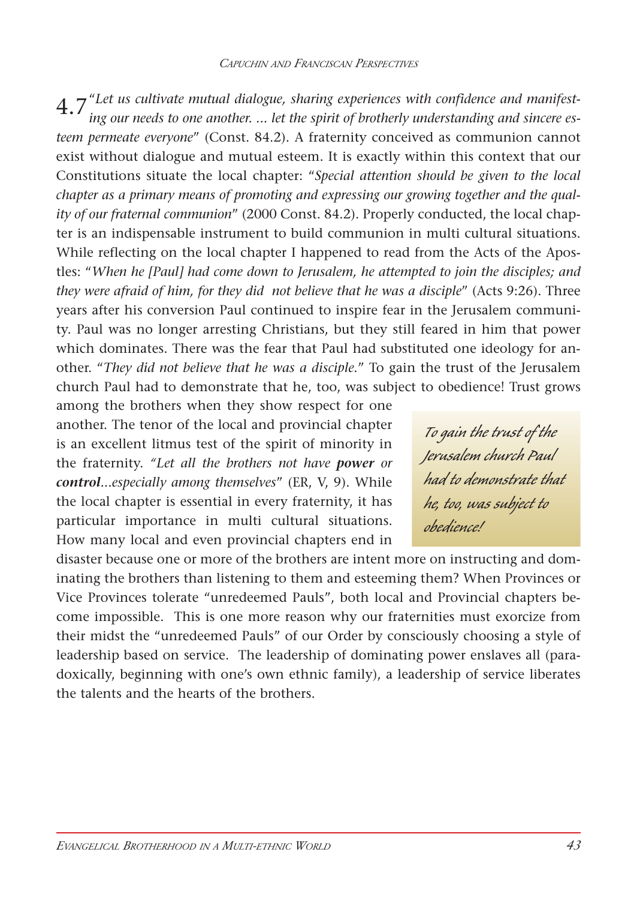4.7 "*Let us cultivate mutual dialogue, sharing experiences with confidence and manifesting our needs to one another. ... let the spirit of brotherly understanding and sincere esteem permeate everyone*" (Const. 84.2). A fraternity conceived as communion cannot exist without dialogue and mutual esteem. It is exactly within this context that our Constitutions situate the local chapter: "*Special attention should be given to the local chapter as a primary means of promoting and expressing our growing together and the quality of our fraternal communion*" (2000 Const. 84.2). Properly conducted, the local chapter is an indispensable instrument to build communion in multi cultural situations. While reflecting on the local chapter I happened to read from the Acts of the Apostles: "*When he [Paul] had come down to Jerusalem, he attempted to join the disciples; and they were afraid of him, for they did not believe that he was a disciple*" (Acts 9:26). Three years after his conversion Paul continued to inspire fear in the Jerusalem community. Paul was no longer arresting Christians, but they still feared in him that power which dominates. There was the fear that Paul had substituted one ideology for another. "*They did not believe that he was a disciple.*" To gain the trust of the Jerusalem church Paul had to demonstrate that he, too, was subject to obedience! Trust grows among the brothers when they show respect for one another. The tenor of the local and provincial chapter is an excellent litmus test of the spirit of minority in the fraternity. *"Let all the brothers not have **power** or **control**...especially among themselves*" (ER, V, 9). While the local chapter is essential in every fraternity, it has particular importance in multi cultural situations. How many local and even provincial chapters end in disaster because one or more of the brothers are intent more on instructing and dominating the brothers than listening to them and esteeming them? When Provinces or Vice Provinces tolerate "unredeemed Pauls", both local and Provincial chapters become impossible. This is one more reason why our fraternities must exorcize from their midst the "unredeemed Pauls" of our Order by consciously choosing a style of leadership based on service. The leadership of dominating power enslaves all (paradoxically, beginning with one's own ethnic family), a leadership of service liberates the talents and the hearts of the brothers.

> *To gain the trust of the Jerusalem church Paul had to demonstrate that he, too, was subject to obedience!*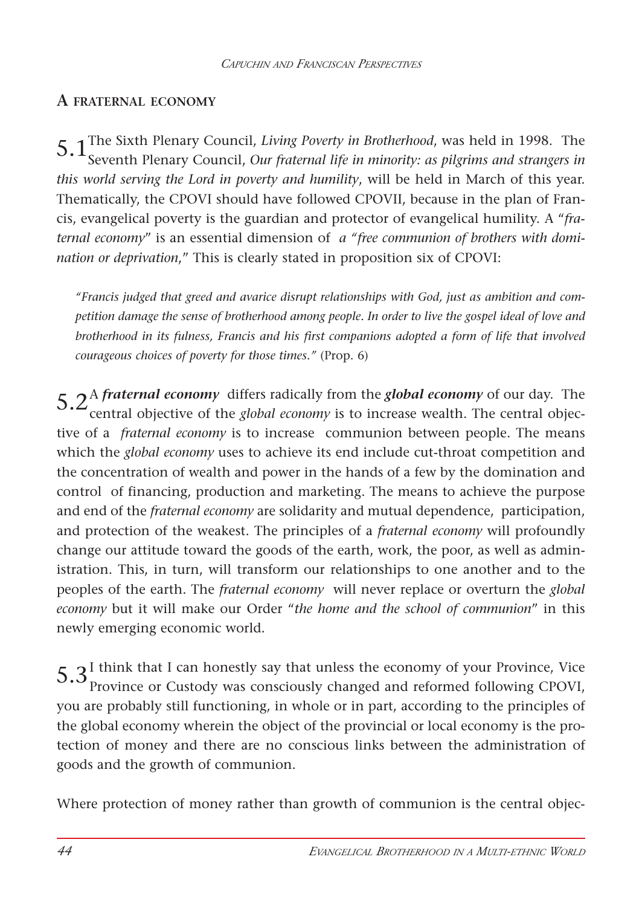## A fraternal economy

5.1 The Sixth Plenary Council, *Living Poverty in Brotherhood*, was held in 1998. The Seventh Plenary Council, *Our fraternal life in minority: as pilgrims and strangers in this world serving the Lord in poverty and humility*, will be held in March of this year. Thematically, the CPOVI should have followed CPOVII, because in the plan of Francis, evangelical poverty is the guardian and protector of evangelical humility. A "*fraternal economy*" is an essential dimension of *a "free communion of brothers with domination or deprivation*," This is clearly stated in proposition six of CPOVI:

> *"Francis judged that greed and avarice disrupt relationships with God, just as ambition and competition damage the sense of brotherhood among people. In order to live the gospel ideal of love and brotherhood in its fulness, Francis and his first companions adopted a form of life that involved courageous choices of poverty for those times."* (Prop. 6)

5.2 A ***fraternal economy*** differs radically from the ***global economy*** of our day. The central objective of the *global economy* is to increase wealth. The central objective of a *fraternal economy* is to increase communion between people. The means which the *global economy* uses to achieve its end include cut-throat competition and the concentration of wealth and power in the hands of a few by the domination and control of financing, production and marketing. The means to achieve the purpose and end of the *fraternal economy* are solidarity and mutual dependence, participation, and protection of the weakest. The principles of a *fraternal economy* will profoundly change our attitude toward the goods of the earth, work, the poor, as well as administration. This, in turn, will transform our relationships to one another and to the peoples of the earth. The *fraternal economy* will never replace or overturn the *global economy* but it will make our Order "*the home and the school of communion*" in this newly emerging economic world.

5.3 I think that I can honestly say that unless the economy of your Province, Vice Province or Custody was consciously changed and reformed following CPOVI, you are probably still functioning, in whole or in part, according to the principles of the global economy wherein the object of the provincial or local economy is the protection of money and there are no conscious links between the administration of goods and the growth of communion.

Where protection of money rather than growth of communion is the central objec-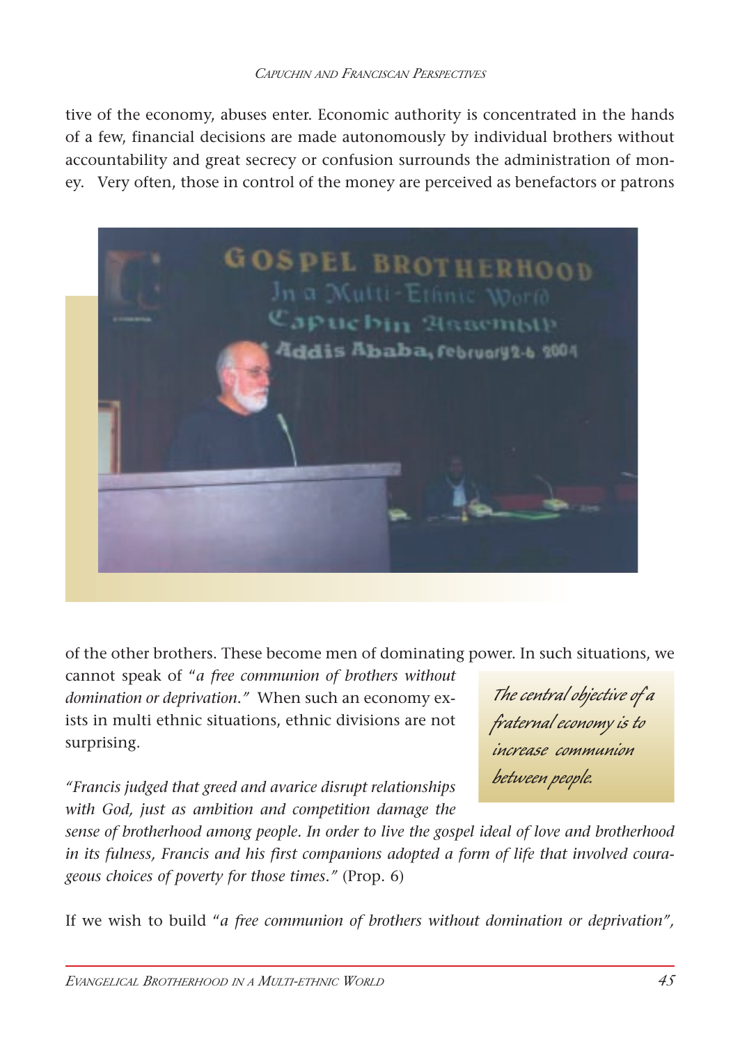tive of the economy, abuses enter. Economic authority is concentrated in the hands of a few, financial decisions are made autonomously by individual brothers without accountability and great secrecy or confusion surrounds the administration of money. Very often, those in control of the money are perceived as benefactors or patrons of the other brothers. These become men of dominating power. In such situations, we cannot speak of "*a free communion of brothers without domination or deprivation.*" When such an economy exists in multi ethnic situations, ethnic divisions are not surprising.

*The central objective of a fraternal economy is to increase communion between people.*

*"Francis judged that greed and avarice disrupt relationships with God, just as ambition and competition damage the sense of brotherhood among people. In order to live the gospel ideal of love and brotherhood in its fulness, Francis and his first companions adopted a form of life that involved courageous choices of poverty for those times."* (Prop. 6)

If we wish to build "*a free communion of brothers without domination or deprivation*",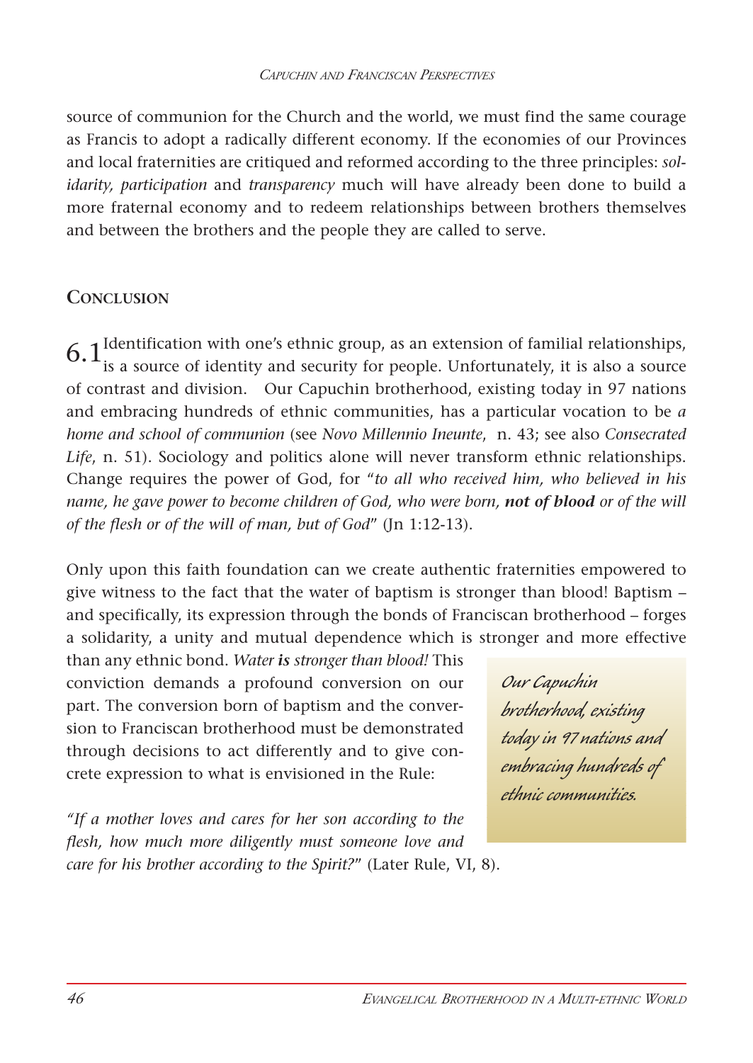source of communion for the Church and the world, we must find the same courage as Francis to adopt a radically different economy. If the economies of our Provinces and local fraternities are critiqued and reformed according to the three principles: *solidarity, participation* and *transparency* much will have already been done to build a more fraternal economy and to redeem relationships between brothers themselves and between the brothers and the people they are called to serve.

## Conclusion

6.1 Identification with one's ethnic group, as an extension of familial relationships, is a source of identity and security for people. Unfortunately, it is also a source of contrast and division. Our Capuchin brotherhood, existing today in 97 nations and embracing hundreds of ethnic communities, has a particular vocation to be *a home and school of communion* (see *Novo Millennio Ineunte*, n. 43; see also *Consecrated Life*, n. 51). Sociology and politics alone will never transform ethnic relationships. Change requires the power of God, for "*to all who received him, who believed in his name, he gave power to become children of God, who were born, **not of blood** or of the will of the flesh or of the will of man, but of God*" (Jn 1:12-13).

Only upon this faith foundation can we create authentic fraternities empowered to give witness to the fact that the water of baptism is stronger than blood! Baptism – and specifically, its expression through the bonds of Franciscan brotherhood – forges a solidarity, a unity and mutual dependence which is stronger and more effective than any ethnic bond. *Water **is** stronger than blood!* This conviction demands a profound conversion on our part. The conversion born of baptism and the conversion to Franciscan brotherhood must be demonstrated through decisions to act differently and to give concrete expression to what is envisioned in the Rule:

> *Our Capuchin brotherhood, existing today in 97 nations and embracing hundreds of ethnic communities.*

*"If a mother loves and cares for her son according to the flesh, how much more diligently must someone love and care for his brother according to the Spirit?"* (Later Rule, VI, 8).